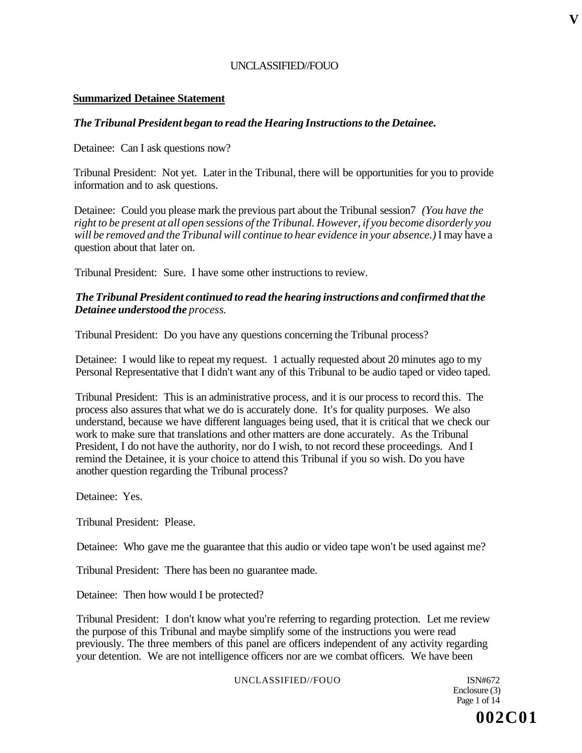**Summarized Detainee Statement**

***The Tribunal President began to read the Hearing Instructions to the Detainee.***

Detainee: Can I ask questions now?

Tribunal President: Not yet. Later in the Tribunal, there will be opportunities for you to provide information and to ask questions.

Detainee: Could you please mark the previous part about the Tribunal session7 *(You have the right to be present at all open sessions of the Tribunal. However, if you become disorderly you will be removed and the Tribunal will continue to hear evidence in your absence.)* I may have a question about that later on.

Tribunal President: Sure. I have some other instructions to review.

***The Tribunal President continued to read the hearing instructions and confirmed that the Detainee understood the*** *process.*

Tribunal President: Do you have any questions concerning the Tribunal process?

Detainee: I would like to repeat my request. 1 actually requested about 20 minutes ago to my Personal Representative that I didn't want any of this Tribunal to be audio taped or video taped.

Tribunal President: This is an administrative process, and it is our process to record this. The process also assures that what we do is accurately done. It's for quality purposes. We also understand, because we have different languages being used, that it is critical that we check our work to make sure that translations and other matters are done accurately. As the Tribunal President, I do not have the authority, nor do I wish, to not record these proceedings. And I remind the Detainee, it is your choice to attend this Tribunal if you so wish. Do you have another question regarding the Tribunal process?

Detainee: Yes.

Tribunal President: Please.

Detainee: Who gave me the guarantee that this audio or video tape won't be used against me?

Tribunal President: There has been no guarantee made.

Detainee: Then how would I be protected?

Tribunal President: I don't know what you're referring to regarding protection. Let me review the purpose of this Tribunal and maybe simplify some of the instructions you were read previously. The three members of this panel are officers independent of any activity regarding your detention. We are not intelligence officers nor are we combat officers. We have been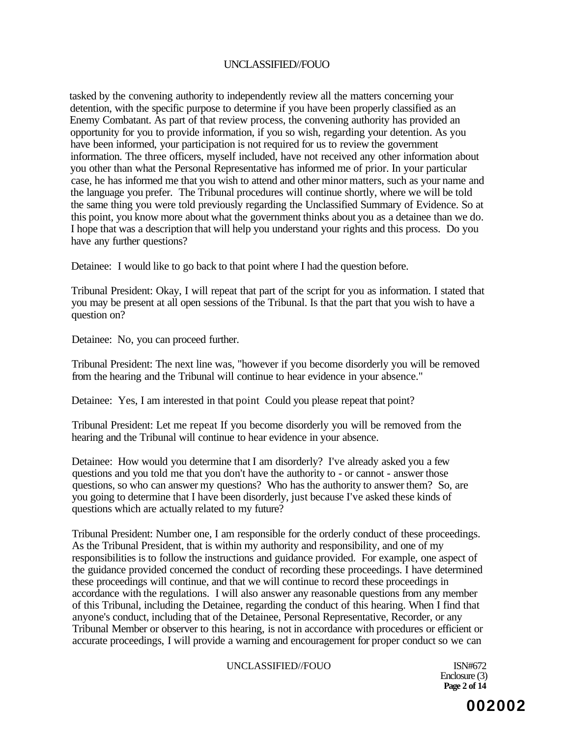tasked by the convening authority to independently review all the matters concerning your detention, with the specific purpose to determine if you have been properly classified as an Enemy Combatant. As part of that review process, the convening authority has provided an opportunity for you to provide information, if you so wish, regarding your detention. As you have been informed, your participation is not required for us to review the government information. The three officers, myself included, have not received any other information about you other than what the Personal Representative has informed me of prior. In your particular case, he has informed me that you wish to attend and other minor matters, such as your name and the language you prefer. The Tribunal procedures will continue shortly, where we will be told the same thing you were told previously regarding the Unclassified Summary of Evidence. So at this point, you know more about what the government thinks about you as a detainee than we do. I hope that was a description that will help you understand your rights and this process. Do you have any further questions?

Detainee: I would like to go back to that point where I had the question before.

Tribunal President: Okay, I will repeat that part of the script for you as information. I stated that you may be present at all open sessions of the Tribunal. Is that the part that you wish to have a question on?

Detainee: No, you can proceed further.

Tribunal President: The next line was, "however if you become disorderly you will be removed from the hearing and the Tribunal will continue to hear evidence in your absence."

Detainee: Yes, I am interested in that point Could you please repeat that point?

Tribunal President: Let me repeat If you become disorderly you will be removed from the hearing and the Tribunal will continue to hear evidence in your absence.

Detainee: How would you determine that I am disorderly? I've already asked you a few questions and you told me that you don't have the authority to - or cannot - answer those questions, so who can answer my questions? Who has the authority to answer them? So, are you going to determine that I have been disorderly, just because I've asked these kinds of questions which are actually related to my future?

Tribunal President: Number one, I am responsible for the orderly conduct of these proceedings. As the Tribunal President, that is within my authority and responsibility, and one of my responsibilities is to follow the instructions and guidance provided. For example, one aspect of the guidance provided concerned the conduct of recording these proceedings. I have determined these proceedings will continue, and that we will continue to record these proceedings in accordance with the regulations. I will also answer any reasonable questions from any member of this Tribunal, including the Detainee, regarding the conduct of this hearing. When I find that anyone's conduct, including that of the Detainee, Personal Representative, Recorder, or any Tribunal Member or observer to this hearing, is not in accordance with procedures or efficient or accurate proceedings, I will provide a warning and encouragement for proper conduct so we can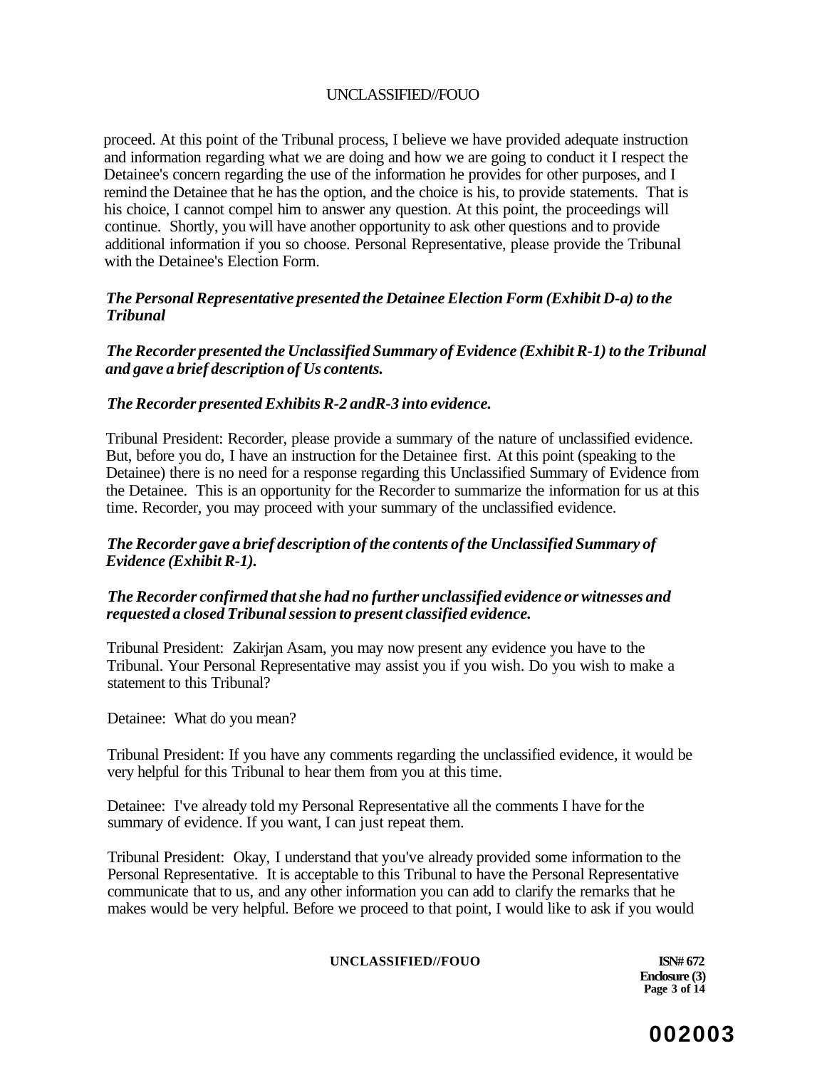proceed. At this point of the Tribunal process, I believe we have provided adequate instruction and information regarding what we are doing and how we are going to conduct it I respect the Detainee's concern regarding the use of the information he provides for other purposes, and I remind the Detainee that he has the option, and the choice is his, to provide statements. That is his choice, I cannot compel him to answer any question. At this point, the proceedings will continue. Shortly, you will have another opportunity to ask other questions and to provide additional information if you so choose. Personal Representative, please provide the Tribunal with the Detainee's Election Form.

***The Personal Representative presented the Detainee Election Form (Exhibit D-a) to the Tribunal***

***The Recorder presented the Unclassified Summary of Evidence (Exhibit R-1) to the Tribunal and gave a brief description of Us contents.***

***The Recorder presented Exhibits R-2 andR-3 into evidence.***

Tribunal President: Recorder, please provide a summary of the nature of unclassified evidence. But, before you do, I have an instruction for the Detainee first. At this point (speaking to the Detainee) there is no need for a response regarding this Unclassified Summary of Evidence from the Detainee. This is an opportunity for the Recorder to summarize the information for us at this time. Recorder, you may proceed with your summary of the unclassified evidence.

***The Recorder gave a brief description of the contents of the Unclassified Summary of Evidence (Exhibit R-1).***

***The Recorder confirmed that she had no further unclassified evidence or witnesses and requested a closed Tribunal session to present classified evidence.***

Tribunal President: Zakirjan Asam, you may now present any evidence you have to the Tribunal. Your Personal Representative may assist you if you wish. Do you wish to make a statement to this Tribunal?

Detainee: What do you mean?

Tribunal President: If you have any comments regarding the unclassified evidence, it would be very helpful for this Tribunal to hear them from you at this time.

Detainee: I've already told my Personal Representative all the comments I have for the summary of evidence. If you want, I can just repeat them.

Tribunal President: Okay, I understand that you've already provided some information to the Personal Representative. It is acceptable to this Tribunal to have the Personal Representative communicate that to us, and any other information you can add to clarify the remarks that he makes would be very helpful. Before we proceed to that point, I would like to ask if you would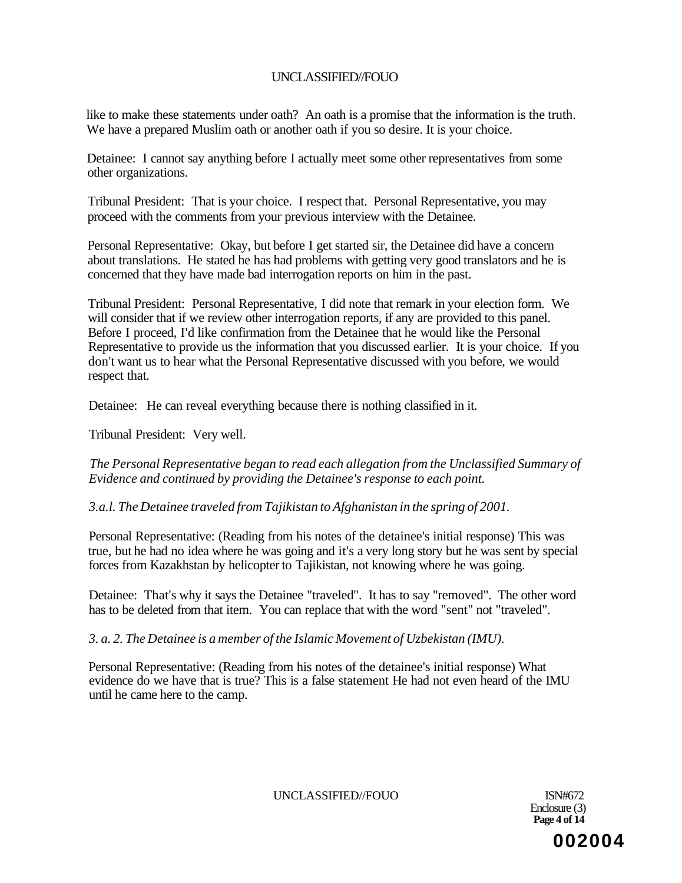like to make these statements under oath? An oath is a promise that the information is the truth. We have a prepared Muslim oath or another oath if you so desire. It is your choice.

Detainee: I cannot say anything before I actually meet some other representatives from some other organizations.

Tribunal President: That is your choice. I respect that. Personal Representative, you may proceed with the comments from your previous interview with the Detainee.

Personal Representative: Okay, but before I get started sir, the Detainee did have a concern about translations. He stated he has had problems with getting very good translators and he is concerned that they have made bad interrogation reports on him in the past.

Tribunal President: Personal Representative, I did note that remark in your election form. We will consider that if we review other interrogation reports, if any are provided to this panel. Before I proceed, I'd like confirmation from the Detainee that he would like the Personal Representative to provide us the information that you discussed earlier. It is your choice. If you don't want us to hear what the Personal Representative discussed with you before, we would respect that.

Detainee: He can reveal everything because there is nothing classified in it.

Tribunal President: Very well.

*The Personal Representative began to read each allegation from the Unclassified Summary of Evidence and continued by providing the Detainee's response to each point.*

*3.a.l. The Detainee traveled from Tajikistan to Afghanistan in the spring of 2001.*

Personal Representative: (Reading from his notes of the detainee's initial response) This was true, but he had no idea where he was going and it's a very long story but he was sent by special forces from Kazakhstan by helicopter to Tajikistan, not knowing where he was going.

Detainee: That's why it says the Detainee "traveled". It has to say "removed". The other word has to be deleted from that item. You can replace that with the word "sent" not "traveled".

*3. a. 2. The Detainee is a member of the Islamic Movement of Uzbekistan (IMU).*

Personal Representative: (Reading from his notes of the detainee's initial response) What evidence do we have that is true? This is a false statement He had not even heard of the IMU until he came here to the camp.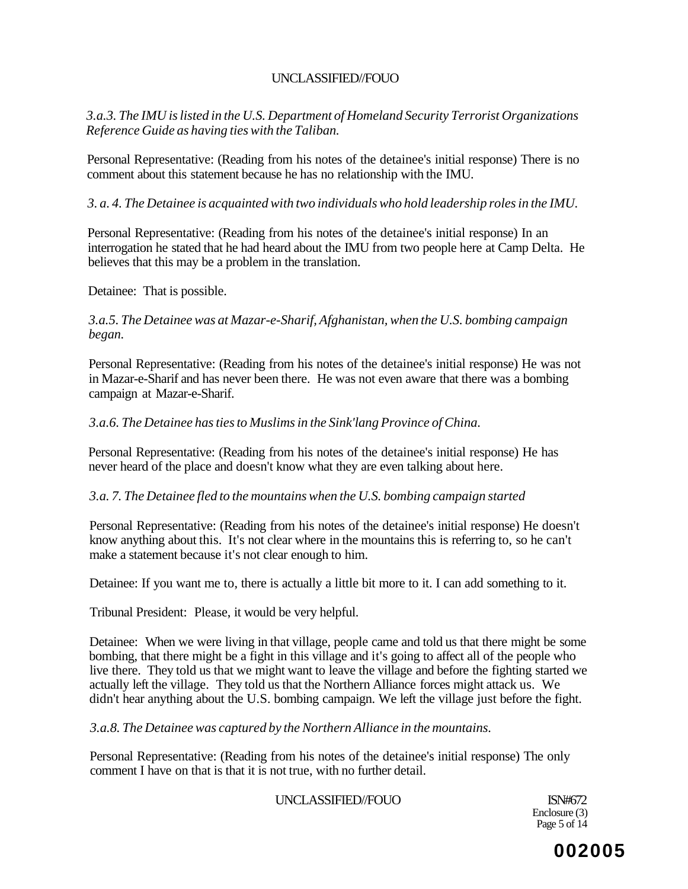*3.a.3. The IMU is listed in the U.S. Department of Homeland Security Terrorist Organizations Reference Guide as having ties with the Taliban.*

Personal Representative: (Reading from his notes of the detainee's initial response) There is no comment about this statement because he has no relationship with the IMU.

*3. a. 4. The Detainee is acquainted with two individuals who hold leadership roles in the IMU.*

Personal Representative: (Reading from his notes of the detainee's initial response) In an interrogation he stated that he had heard about the IMU from two people here at Camp Delta. He believes that this may be a problem in the translation.

Detainee: That is possible.

*3.a.5. The Detainee was at Mazar-e-Sharif, Afghanistan, when the U.S. bombing campaign began.*

Personal Representative: (Reading from his notes of the detainee's initial response) He was not in Mazar-e-Sharif and has never been there. He was not even aware that there was a bombing campaign at Mazar-e-Sharif.

*3.a.6. The Detainee has ties to Muslims in the Sink'lang Province of China.*

Personal Representative: (Reading from his notes of the detainee's initial response) He has never heard of the place and doesn't know what they are even talking about here.

*3.a. 7. The Detainee fled to the mountains when the U.S. bombing campaign started*

Personal Representative: (Reading from his notes of the detainee's initial response) He doesn't know anything about this. It's not clear where in the mountains this is referring to, so he can't make a statement because it's not clear enough to him.

Detainee: If you want me to, there is actually a little bit more to it. I can add something to it.

Tribunal President: Please, it would be very helpful.

Detainee: When we were living in that village, people came and told us that there might be some bombing, that there might be a fight in this village and it's going to affect all of the people who live there. They told us that we might want to leave the village and before the fighting started we actually left the village. They told us that the Northern Alliance forces might attack us. We didn't hear anything about the U.S. bombing campaign. We left the village just before the fight.

*3.a.8. The Detainee was captured by the Northern Alliance in the mountains.*

Personal Representative: (Reading from his notes of the detainee's initial response) The only comment I have on that is that it is not true, with no further detail.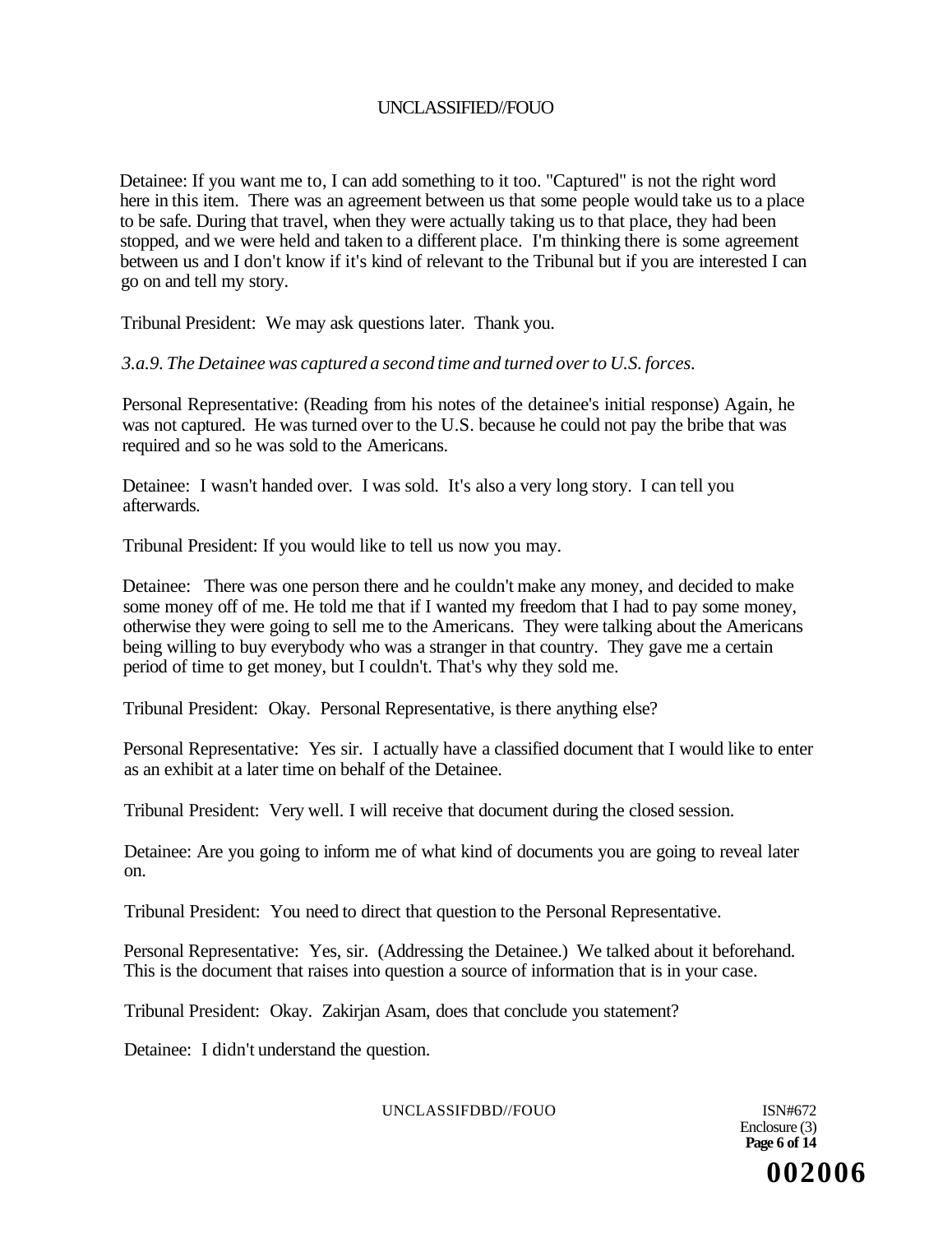Detainee: If you want me to, I can add something to it too. "Captured" is not the right word here in this item. There was an agreement between us that some people would take us to a place to be safe. During that travel, when they were actually taking us to that place, they had been stopped, and we were held and taken to a different place. I'm thinking there is some agreement between us and I don't know if it's kind of relevant to the Tribunal but if you are interested I can go on and tell my story.

Tribunal President: We may ask questions later. Thank you.

*3.a.9. The Detainee was captured a second time and turned over to U.S. forces.*

Personal Representative: (Reading from his notes of the detainee's initial response) Again, he was not captured. He was turned over to the U.S. because he could not pay the bribe that was required and so he was sold to the Americans.

Detainee: I wasn't handed over. I was sold. It's also a very long story. I can tell you afterwards.

Tribunal President: If you would like to tell us now you may.

Detainee: There was one person there and he couldn't make any money, and decided to make some money off of me. He told me that if I wanted my freedom that I had to pay some money, otherwise they were going to sell me to the Americans. They were talking about the Americans being willing to buy everybody who was a stranger in that country. They gave me a certain period of time to get money, but I couldn't. That's why they sold me.

Tribunal President: Okay. Personal Representative, is there anything else?

Personal Representative: Yes sir. I actually have a classified document that I would like to enter as an exhibit at a later time on behalf of the Detainee.

Tribunal President: Very well. I will receive that document during the closed session.

Detainee: Are you going to inform me of what kind of documents you are going to reveal later on.

Tribunal President: You need to direct that question to the Personal Representative.

Personal Representative: Yes, sir. (Addressing the Detainee.) We talked about it beforehand. This is the document that raises into question a source of information that is in your case.

Tribunal President: Okay. Zakirjan Asam, does that conclude you statement?

Detainee: I didn't understand the question.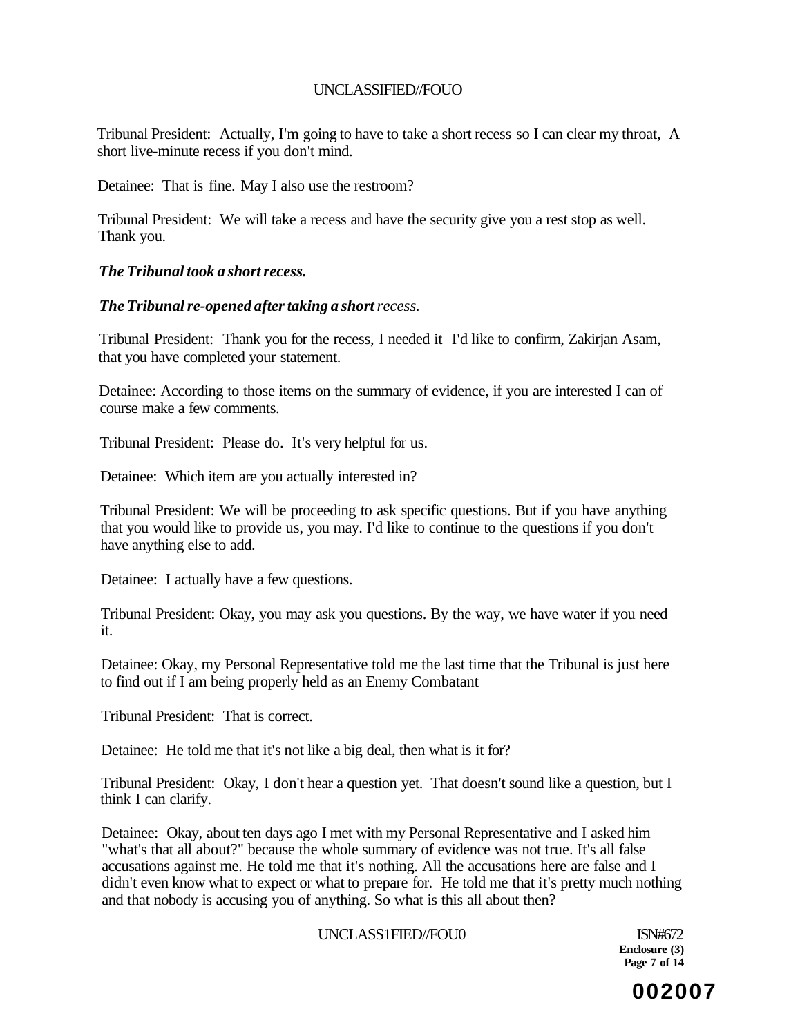Tribunal President: Actually, I'm going to have to take a short recess so I can clear my throat, A short live-minute recess if you don't mind.

Detainee: That is fine. May I also use the restroom?

Tribunal President: We will take a recess and have the security give you a rest stop as well. Thank you.

***The Tribunal took a short recess.***

***The Tribunal re-opened after taking a short** recess.*

Tribunal President: Thank you for the recess, I needed it I'd like to confirm, Zakirjan Asam, that you have completed your statement.

Detainee: According to those items on the summary of evidence, if you are interested I can of course make a few comments.

Tribunal President: Please do. It's very helpful for us.

Detainee: Which item are you actually interested in?

Tribunal President: We will be proceeding to ask specific questions. But if you have anything that you would like to provide us, you may. I'd like to continue to the questions if you don't have anything else to add.

Detainee: I actually have a few questions.

Tribunal President: Okay, you may ask you questions. By the way, we have water if you need it.

Detainee: Okay, my Personal Representative told me the last time that the Tribunal is just here to find out if I am being properly held as an Enemy Combatant

Tribunal President: That is correct.

Detainee: He told me that it's not like a big deal, then what is it for?

Tribunal President: Okay, I don't hear a question yet. That doesn't sound like a question, but I think I can clarify.

Detainee: Okay, about ten days ago I met with my Personal Representative and I asked him "what's that all about?" because the whole summary of evidence was not true. It's all false accusations against me. He told me that it's nothing. All the accusations here are false and I didn't even know what to expect or what to prepare for. He told me that it's pretty much nothing and that nobody is accusing you of anything. So what is this all about then?

ISN#672
**Enclosure (3)**
**Page 7 of 14**

**002007**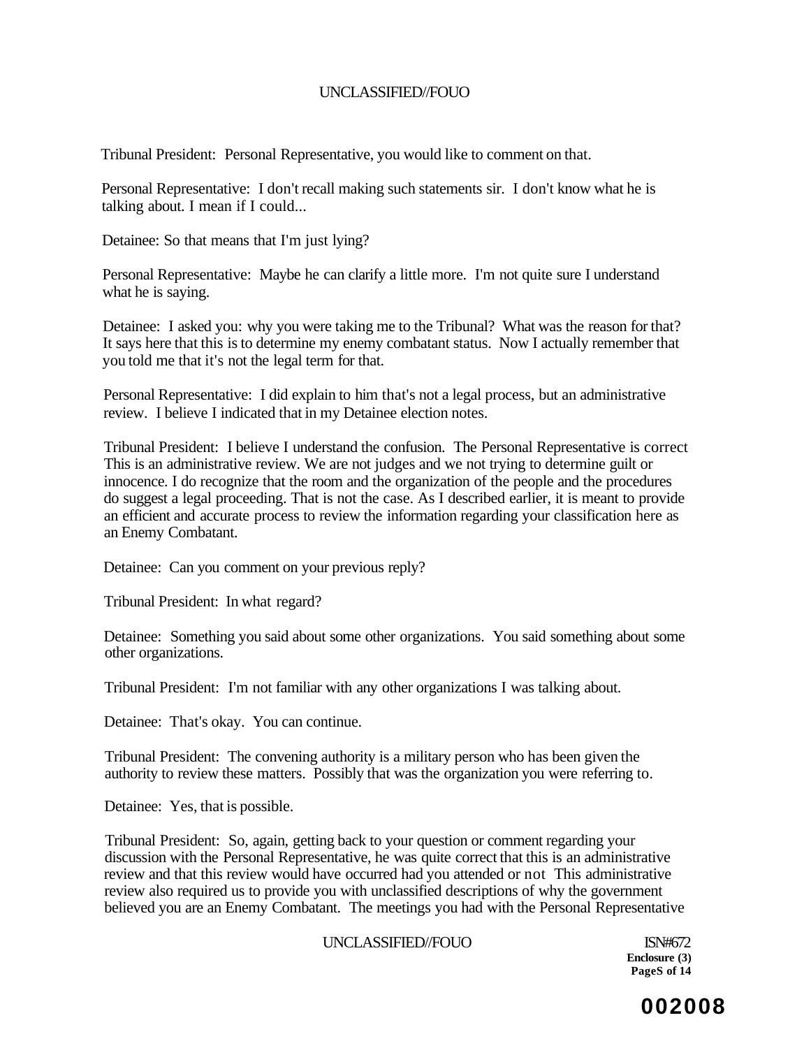Tribunal President: Personal Representative, you would like to comment on that.

Personal Representative: I don't recall making such statements sir. I don't know what he is talking about. I mean if I could...

Detainee: So that means that I'm just lying?

Personal Representative: Maybe he can clarify a little more. I'm not quite sure I understand what he is saying.

Detainee: I asked you: why you were taking me to the Tribunal? What was the reason for that? It says here that this is to determine my enemy combatant status. Now I actually remember that you told me that it's not the legal term for that.

Personal Representative: I did explain to him that's not a legal process, but an administrative review. I believe I indicated that in my Detainee election notes.

Tribunal President: I believe I understand the confusion. The Personal Representative is correct This is an administrative review. We are not judges and we not trying to determine guilt or innocence. I do recognize that the room and the organization of the people and the procedures do suggest a legal proceeding. That is not the case. As I described earlier, it is meant to provide an efficient and accurate process to review the information regarding your classification here as an Enemy Combatant.

Detainee: Can you comment on your previous reply?

Tribunal President: In what regard?

Detainee: Something you said about some other organizations. You said something about some other organizations.

Tribunal President: I'm not familiar with any other organizations I was talking about.

Detainee: That's okay. You can continue.

Tribunal President: The convening authority is a military person who has been given the authority to review these matters. Possibly that was the organization you were referring to.

Detainee: Yes, that is possible.

Tribunal President: So, again, getting back to your question or comment regarding your discussion with the Personal Representative, he was quite correct that this is an administrative review and that this review would have occurred had you attended or not This administrative review also required us to provide you with unclassified descriptions of why the government believed you are an Enemy Combatant. The meetings you had with the Personal Representative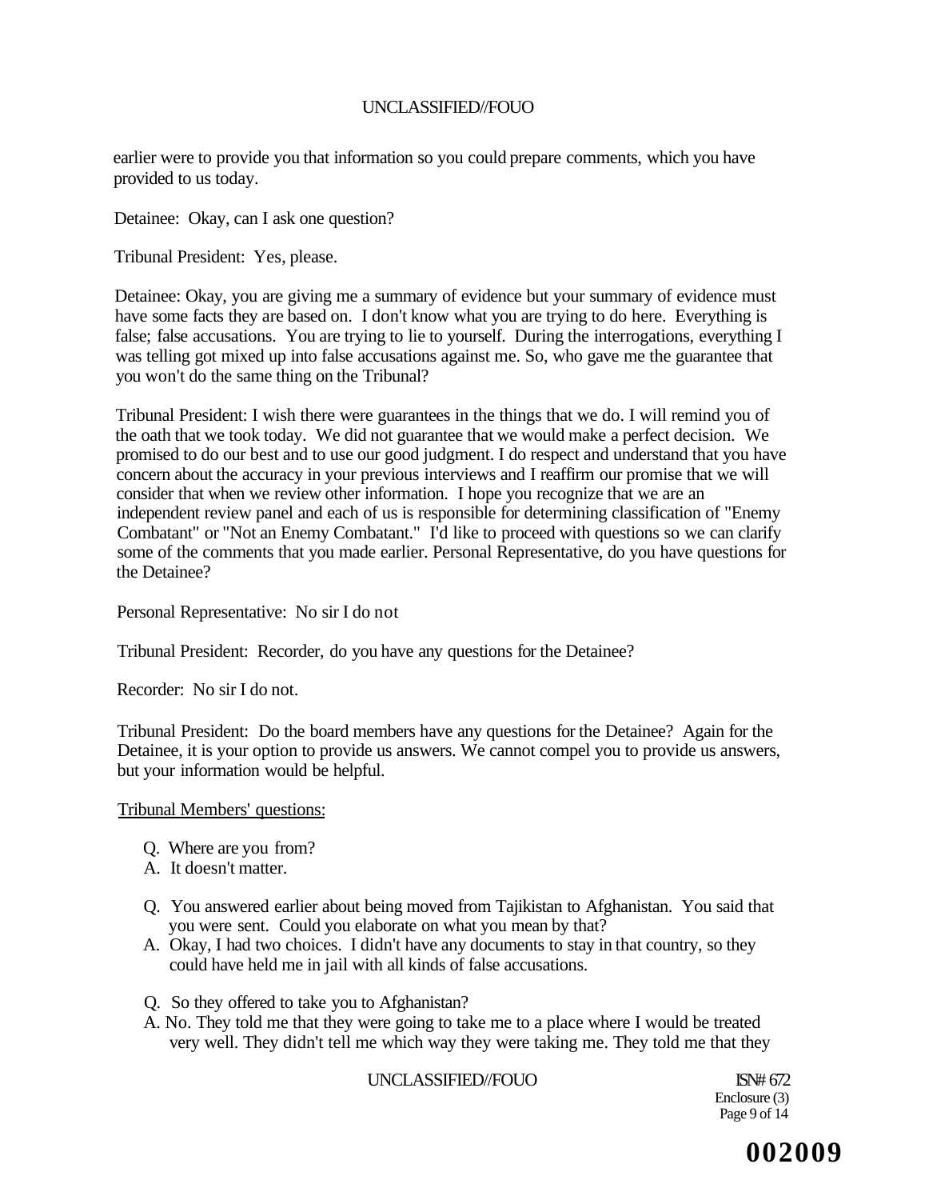earlier were to provide you that information so you could prepare comments, which you have provided to us today.

Detainee: Okay, can I ask one question?

Tribunal President: Yes, please.

Detainee: Okay, you are giving me a summary of evidence but your summary of evidence must have some facts they are based on. I don't know what you are trying to do here. Everything is false; false accusations. You are trying to lie to yourself. During the interrogations, everything I was telling got mixed up into false accusations against me. So, who gave me the guarantee that you won't do the same thing on the Tribunal?

Tribunal President: I wish there were guarantees in the things that we do. I will remind you of the oath that we took today. We did not guarantee that we would make a perfect decision. We promised to do our best and to use our good judgment. I do respect and understand that you have concern about the accuracy in your previous interviews and I reaffirm our promise that we will consider that when we review other information. I hope you recognize that we are an independent review panel and each of us is responsible for determining classification of "Enemy Combatant" or "Not an Enemy Combatant." I'd like to proceed with questions so we can clarify some of the comments that you made earlier. Personal Representative, do you have questions for the Detainee?

Personal Representative: No sir I do not

Tribunal President: Recorder, do you have any questions for the Detainee?

Recorder: No sir I do not.

Tribunal President: Do the board members have any questions for the Detainee? Again for the Detainee, it is your option to provide us answers. We cannot compel you to provide us answers, but your information would be helpful.

Tribunal Members' questions:

Q. Where are you from?
A. It doesn't matter.

Q. You answered earlier about being moved from Tajikistan to Afghanistan. You said that you were sent. Could you elaborate on what you mean by that?
A. Okay, I had two choices. I didn't have any documents to stay in that country, so they could have held me in jail with all kinds of false accusations.

Q. So they offered to take you to Afghanistan?
A. No. They told me that they were going to take me to a place where I would be treated very well. They didn't tell me which way they were taking me. They told me that they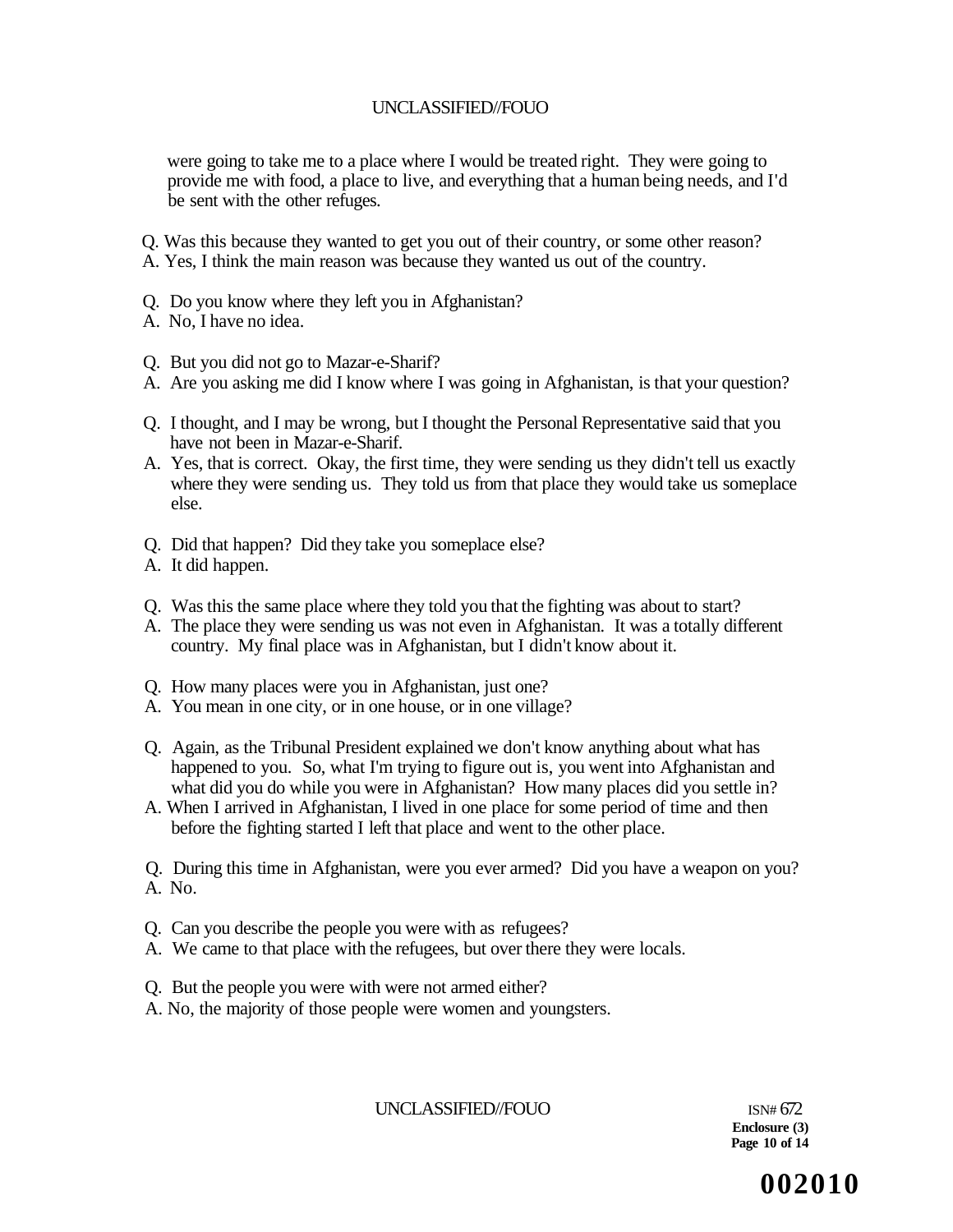were going to take me to a place where I would be treated right. They were going to provide me with food, a place to live, and everything that a human being needs, and I'd be sent with the other refuges.

Q. Was this because they wanted to get you out of their country, or some other reason?
A. Yes, I think the main reason was because they wanted us out of the country.

Q. Do you know where they left you in Afghanistan?
A. No, I have no idea.

Q. But you did not go to Mazar-e-Sharif?
A. Are you asking me did I know where I was going in Afghanistan, is that your question?

Q. I thought, and I may be wrong, but I thought the Personal Representative said that you have not been in Mazar-e-Sharif.
A. Yes, that is correct. Okay, the first time, they were sending us they didn't tell us exactly where they were sending us. They told us from that place they would take us someplace else.

Q. Did that happen? Did they take you someplace else?
A. It did happen.

Q. Was this the same place where they told you that the fighting was about to start?
A. The place they were sending us was not even in Afghanistan. It was a totally different country. My final place was in Afghanistan, but I didn't know about it.

Q. How many places were you in Afghanistan, just one?
A. You mean in one city, or in one house, or in one village?

Q. Again, as the Tribunal President explained we don't know anything about what has happened to you. So, what I'm trying to figure out is, you went into Afghanistan and what did you do while you were in Afghanistan? How many places did you settle in?
A. When I arrived in Afghanistan, I lived in one place for some period of time and then before the fighting started I left that place and went to the other place.

Q. During this time in Afghanistan, were you ever armed? Did you have a weapon on you?
A. No.

Q. Can you describe the people you were with as refugees?
A. We came to that place with the refugees, but over there they were locals.

Q. But the people you were with were not armed either?
A. No, the majority of those people were women and youngsters.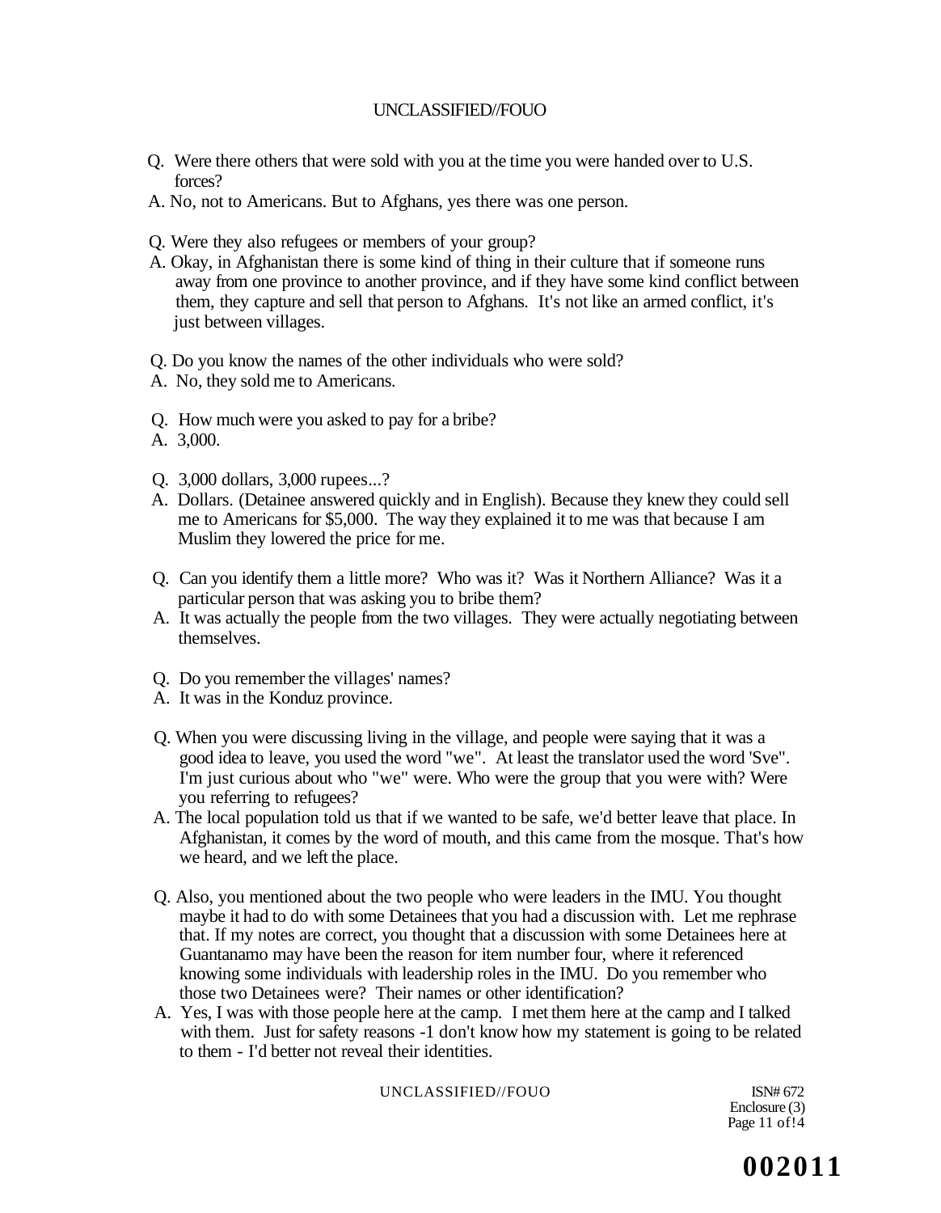Q. Were there others that were sold with you at the time you were handed over to U.S. forces?

A. No, not to Americans. But to Afghans, yes there was one person.

Q. Were they also refugees or members of your group?

A. Okay, in Afghanistan there is some kind of thing in their culture that if someone runs away from one province to another province, and if they have some kind conflict between them, they capture and sell that person to Afghans. It's not like an armed conflict, it's just between villages.

Q. Do you know the names of the other individuals who were sold?

A. No, they sold me to Americans.

Q. How much were you asked to pay for a bribe?

A. 3,000.

Q. 3,000 dollars, 3,000 rupees...?

A. Dollars. (Detainee answered quickly and in English). Because they knew they could sell me to Americans for $5,000. The way they explained it to me was that because I am Muslim they lowered the price for me.

Q. Can you identify them a little more? Who was it? Was it Northern Alliance? Was it a particular person that was asking you to bribe them?

A. It was actually the people from the two villages. They were actually negotiating between themselves.

Q. Do you remember the villages' names?

A. It was in the Konduz province.

Q. When you were discussing living in the village, and people were saying that it was a good idea to leave, you used the word "we". At least the translator used the word 'Sve". I'm just curious about who "we" were. Who were the group that you were with? Were you referring to refugees?

A. The local population told us that if we wanted to be safe, we'd better leave that place. In Afghanistan, it comes by the word of mouth, and this came from the mosque. That's how we heard, and we left the place.

Q. Also, you mentioned about the two people who were leaders in the IMU. You thought maybe it had to do with some Detainees that you had a discussion with. Let me rephrase that. If my notes are correct, you thought that a discussion with some Detainees here at Guantanamo may have been the reason for item number four, where it referenced knowing some individuals with leadership roles in the IMU. Do you remember who those two Detainees were? Their names or other identification?

A. Yes, I was with those people here at the camp. I met them here at the camp and I talked with them. Just for safety reasons -1 don't know how my statement is going to be related to them - I'd better not reveal their identities.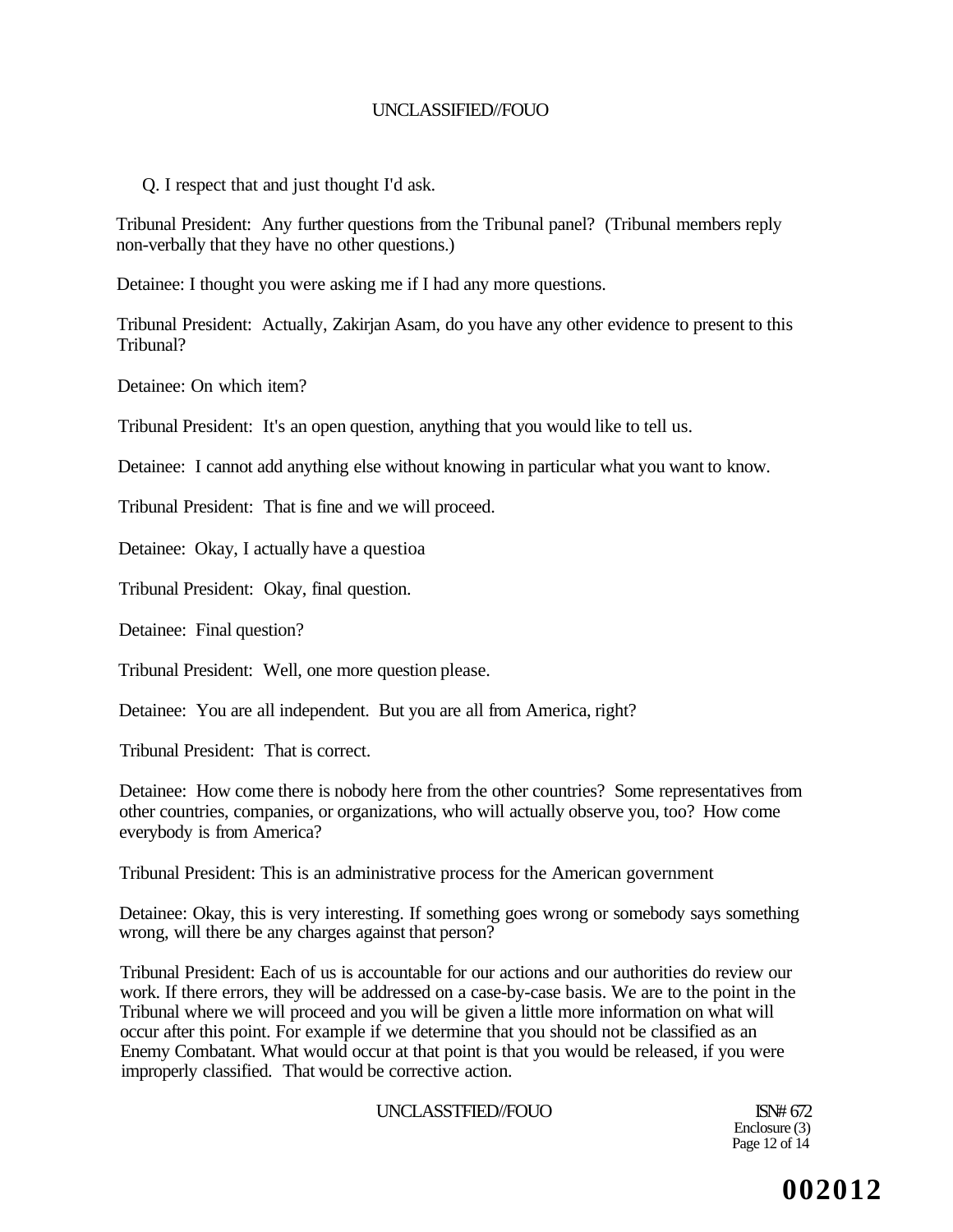Q. I respect that and just thought I'd ask.

Tribunal President: Any further questions from the Tribunal panel? (Tribunal members reply non-verbally that they have no other questions.)

Detainee: I thought you were asking me if I had any more questions.

Tribunal President: Actually, Zakirjan Asam, do you have any other evidence to present to this Tribunal?

Detainee: On which item?

Tribunal President: It's an open question, anything that you would like to tell us.

Detainee: I cannot add anything else without knowing in particular what you want to know.

Tribunal President: That is fine and we will proceed.

Detainee: Okay, I actually have a questioa

Tribunal President: Okay, final question.

Detainee: Final question?

Tribunal President: Well, one more question please.

Detainee: You are all independent. But you are all from America, right?

Tribunal President: That is correct.

Detainee: How come there is nobody here from the other countries? Some representatives from other countries, companies, or organizations, who will actually observe you, too? How come everybody is from America?

Tribunal President: This is an administrative process for the American government

Detainee: Okay, this is very interesting. If something goes wrong or somebody says something wrong, will there be any charges against that person?

Tribunal President: Each of us is accountable for our actions and our authorities do review our work. If there errors, they will be addressed on a case-by-case basis. We are to the point in the Tribunal where we will proceed and you will be given a little more information on what will occur after this point. For example if we determine that you should not be classified as an Enemy Combatant. What would occur at that point is that you would be released, if you were improperly classified. That would be corrective action.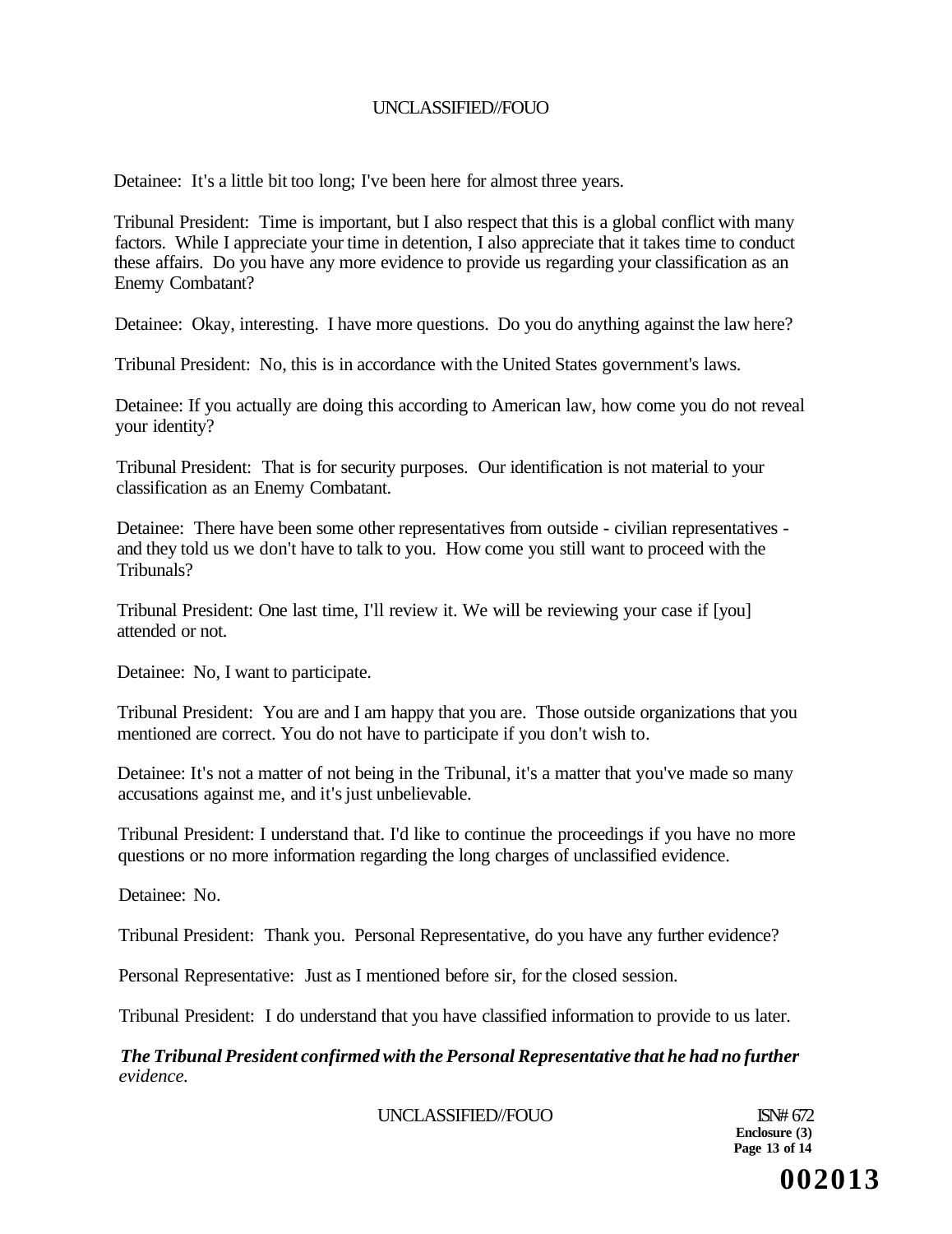Detainee: It's a little bit too long; I've been here for almost three years.

Tribunal President: Time is important, but I also respect that this is a global conflict with many factors. While I appreciate your time in detention, I also appreciate that it takes time to conduct these affairs. Do you have any more evidence to provide us regarding your classification as an Enemy Combatant?

Detainee: Okay, interesting. I have more questions. Do you do anything against the law here?

Tribunal President: No, this is in accordance with the United States government's laws.

Detainee: If you actually are doing this according to American law, how come you do not reveal your identity?

Tribunal President: That is for security purposes. Our identification is not material to your classification as an Enemy Combatant.

Detainee: There have been some other representatives from outside - civilian representatives - and they told us we don't have to talk to you. How come you still want to proceed with the Tribunals?

Tribunal President: One last time, I'll review it. We will be reviewing your case if [you] attended or not.

Detainee: No, I want to participate.

Tribunal President: You are and I am happy that you are. Those outside organizations that you mentioned are correct. You do not have to participate if you don't wish to.

Detainee: It's not a matter of not being in the Tribunal, it's a matter that you've made so many accusations against me, and it's just unbelievable.

Tribunal President: I understand that. I'd like to continue the proceedings if you have no more questions or no more information regarding the long charges of unclassified evidence.

Detainee: No.

Tribunal President: Thank you. Personal Representative, do you have any further evidence?

Personal Representative: Just as I mentioned before sir, for the closed session.

Tribunal President: I do understand that you have classified information to provide to us later.

***The Tribunal President confirmed with the Personal Representative that he had no further*** *evidence.*

ISN# 672
**Enclosure (3)**

**002013**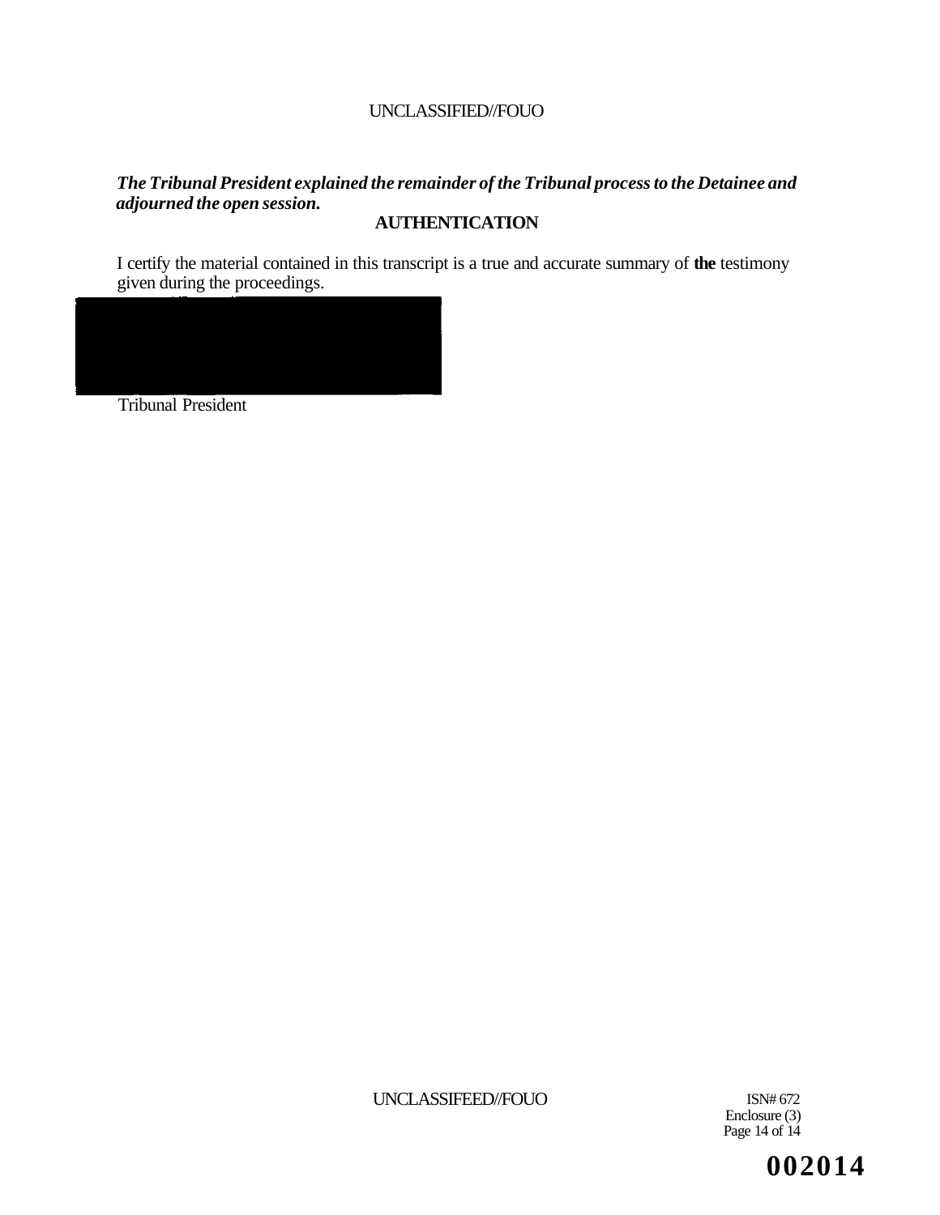***The Tribunal President explained the remainder of the Tribunal process to the Detainee and adjourned the open session.***

**AUTHENTICATION**

I certify the material contained in this transcript is a true and accurate summary of **the** testimony given during the proceedings.

Tribunal President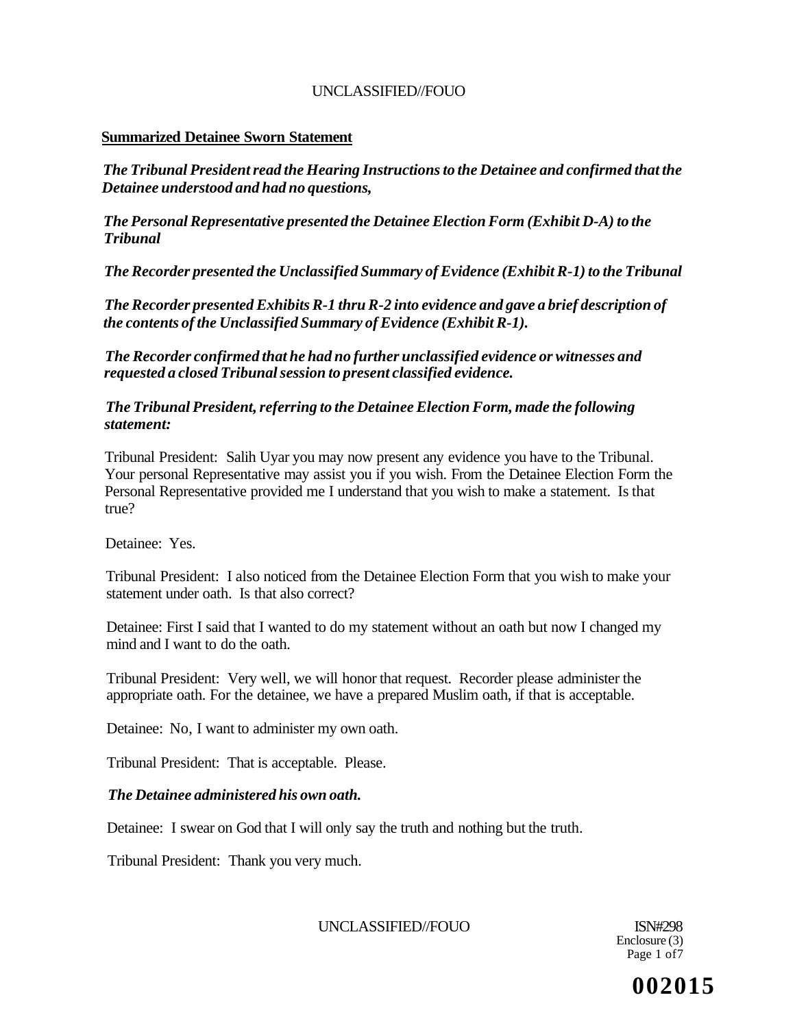**Summarized Detainee Sworn Statement**

*The Tribunal President read the Hearing Instructions to the Detainee and confirmed that the Detainee understood and had no questions,*

*The Personal Representative presented the Detainee Election Form (Exhibit D-A) to the Tribunal*

*The Recorder presented the Unclassified Summary of Evidence (Exhibit R-1) to the Tribunal*

*The Recorder presented Exhibits R-1 thru R-2 into evidence and gave a brief description of the contents of the Unclassified Summary of Evidence (Exhibit R-1).*

*The Recorder confirmed that he had no further unclassified evidence or witnesses and requested a closed Tribunal session to present classified evidence.*

*The Tribunal President, referring to the Detainee Election Form, made the following statement:*

Tribunal President: Salih Uyar you may now present any evidence you have to the Tribunal. Your personal Representative may assist you if you wish. From the Detainee Election Form the Personal Representative provided me I understand that you wish to make a statement. Is that true?

Detainee: Yes.

Tribunal President: I also noticed from the Detainee Election Form that you wish to make your statement under oath. Is that also correct?

Detainee: First I said that I wanted to do my statement without an oath but now I changed my mind and I want to do the oath.

Tribunal President: Very well, we will honor that request. Recorder please administer the appropriate oath. For the detainee, we have a prepared Muslim oath, if that is acceptable.

Detainee: No, I want to administer my own oath.

Tribunal President: That is acceptable. Please.

*The Detainee administered his own oath.*

Detainee: I swear on God that I will only say the truth and nothing but the truth.

Tribunal President: Thank you very much.

ISN#298
Enclosure (3)

002015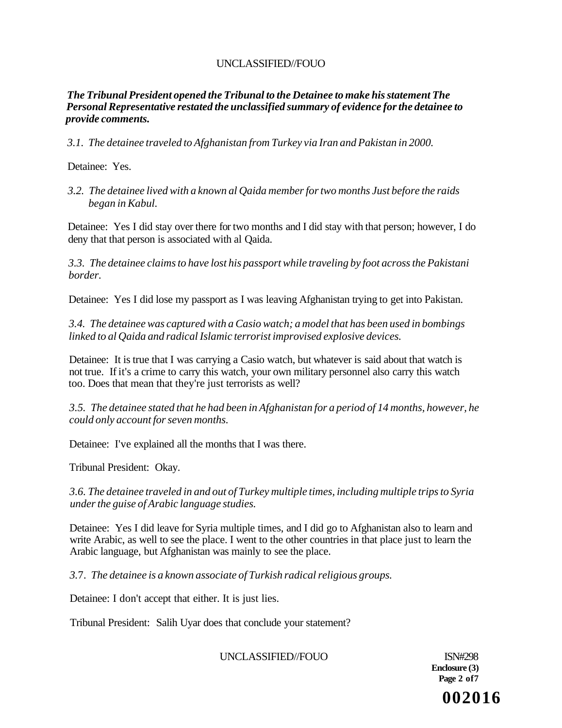***The Tribunal President opened the Tribunal to the Detainee to make his statement The Personal Representative restated the unclassified summary of evidence for the detainee to provide comments.***

*3.1. The detainee traveled to Afghanistan from Turkey via Iran and Pakistan in 2000.*

Detainee: Yes.

*3.2. The detainee lived with a known al Qaida member for two months Just before the raids began in Kabul.*

Detainee: Yes I did stay over there for two months and I did stay with that person; however, I do deny that that person is associated with al Qaida.

*3.3. The detainee claims to have lost his passport while traveling by foot across the Pakistani border.*

Detainee: Yes I did lose my passport as I was leaving Afghanistan trying to get into Pakistan.

*3.4. The detainee was captured with a Casio watch; a model that has been used in bombings linked to al Qaida and radical Islamic terrorist improvised explosive devices.*

Detainee: It is true that I was carrying a Casio watch, but whatever is said about that watch is not true. If it's a crime to carry this watch, your own military personnel also carry this watch too. Does that mean that they're just terrorists as well?

*3.5. The detainee stated that he had been in Afghanistan for a period of 14 months, however, he could only account for seven months.*

Detainee: I've explained all the months that I was there.

Tribunal President: Okay.

*3.6. The detainee traveled in and out of Turkey multiple times, including multiple trips to Syria under the guise of Arabic language studies.*

Detainee: Yes I did leave for Syria multiple times, and I did go to Afghanistan also to learn and write Arabic, as well to see the place. I went to the other countries in that place just to learn the Arabic language, but Afghanistan was mainly to see the place.

*3.7. The detainee is a known associate of Turkish radical religious groups.*

Detainee: I don't accept that either. It is just lies.

Tribunal President: Salih Uyar does that conclude your statement?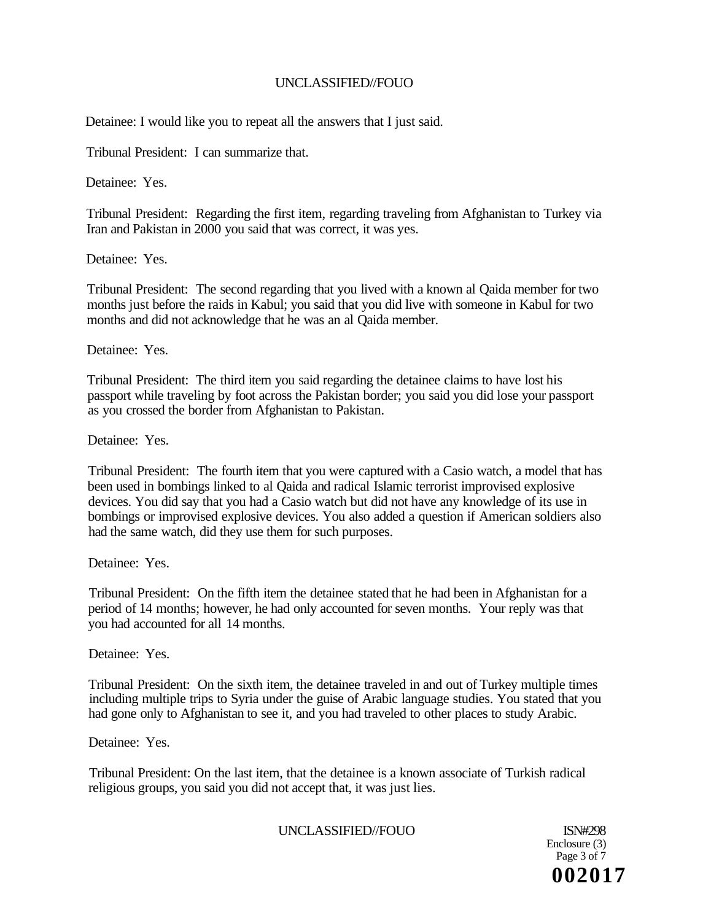Detainee: I would like you to repeat all the answers that I just said.

Tribunal President: I can summarize that.

Detainee: Yes.

Tribunal President: Regarding the first item, regarding traveling from Afghanistan to Turkey via Iran and Pakistan in 2000 you said that was correct, it was yes.

Detainee: Yes.

Tribunal President: The second regarding that you lived with a known al Qaida member for two months just before the raids in Kabul; you said that you did live with someone in Kabul for two months and did not acknowledge that he was an al Qaida member.

Detainee: Yes.

Tribunal President: The third item you said regarding the detainee claims to have lost his passport while traveling by foot across the Pakistan border; you said you did lose your passport as you crossed the border from Afghanistan to Pakistan.

Detainee: Yes.

Tribunal President: The fourth item that you were captured with a Casio watch, a model that has been used in bombings linked to al Qaida and radical Islamic terrorist improvised explosive devices. You did say that you had a Casio watch but did not have any knowledge of its use in bombings or improvised explosive devices. You also added a question if American soldiers also had the same watch, did they use them for such purposes.

Detainee: Yes.

Tribunal President: On the fifth item the detainee stated that he had been in Afghanistan for a period of 14 months; however, he had only accounted for seven months. Your reply was that you had accounted for all 14 months.

Detainee: Yes.

Tribunal President: On the sixth item, the detainee traveled in and out of Turkey multiple times including multiple trips to Syria under the guise of Arabic language studies. You stated that you had gone only to Afghanistan to see it, and you had traveled to other places to study Arabic.

Detainee: Yes.

Tribunal President: On the last item, that the detainee is a known associate of Turkish radical religious groups, you said you did not accept that, it was just lies.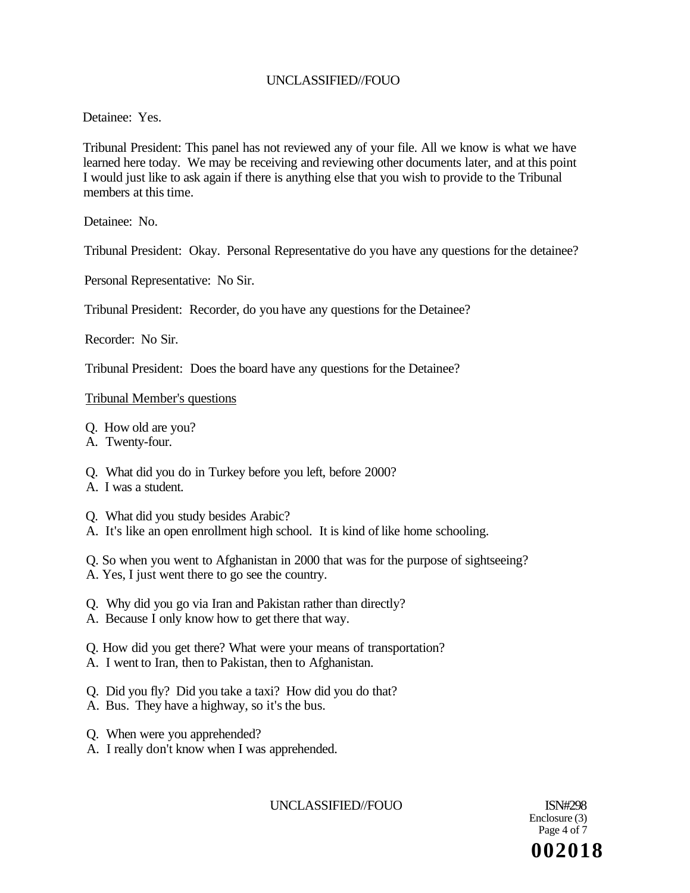Detainee: Yes.

Tribunal President: This panel has not reviewed any of your file. All we know is what we have learned here today. We may be receiving and reviewing other documents later, and at this point I would just like to ask again if there is anything else that you wish to provide to the Tribunal members at this time.

Detainee: No.

Tribunal President: Okay. Personal Representative do you have any questions for the detainee?

Personal Representative: No Sir.

Tribunal President: Recorder, do you have any questions for the Detainee?

Recorder: No Sir.

Tribunal President: Does the board have any questions for the Detainee?

<u>Tribunal Member's questions</u>

Q. How old are you?
A. Twenty-four.

Q. What did you do in Turkey before you left, before 2000?
A. I was a student.

Q. What did you study besides Arabic?
A. It's like an open enrollment high school. It is kind of like home schooling.

Q. So when you went to Afghanistan in 2000 that was for the purpose of sightseeing?
A. Yes, I just went there to go see the country.

Q. Why did you go via Iran and Pakistan rather than directly?
A. Because I only know how to get there that way.

Q. How did you get there? What were your means of transportation?
A. I went to Iran, then to Pakistan, then to Afghanistan.

Q. Did you fly? Did you take a taxi? How did you do that?
A. Bus. They have a highway, so it's the bus.

Q. When were you apprehended?
A. I really don't know when I was apprehended.

ISN#298
Enclosure (3)

002018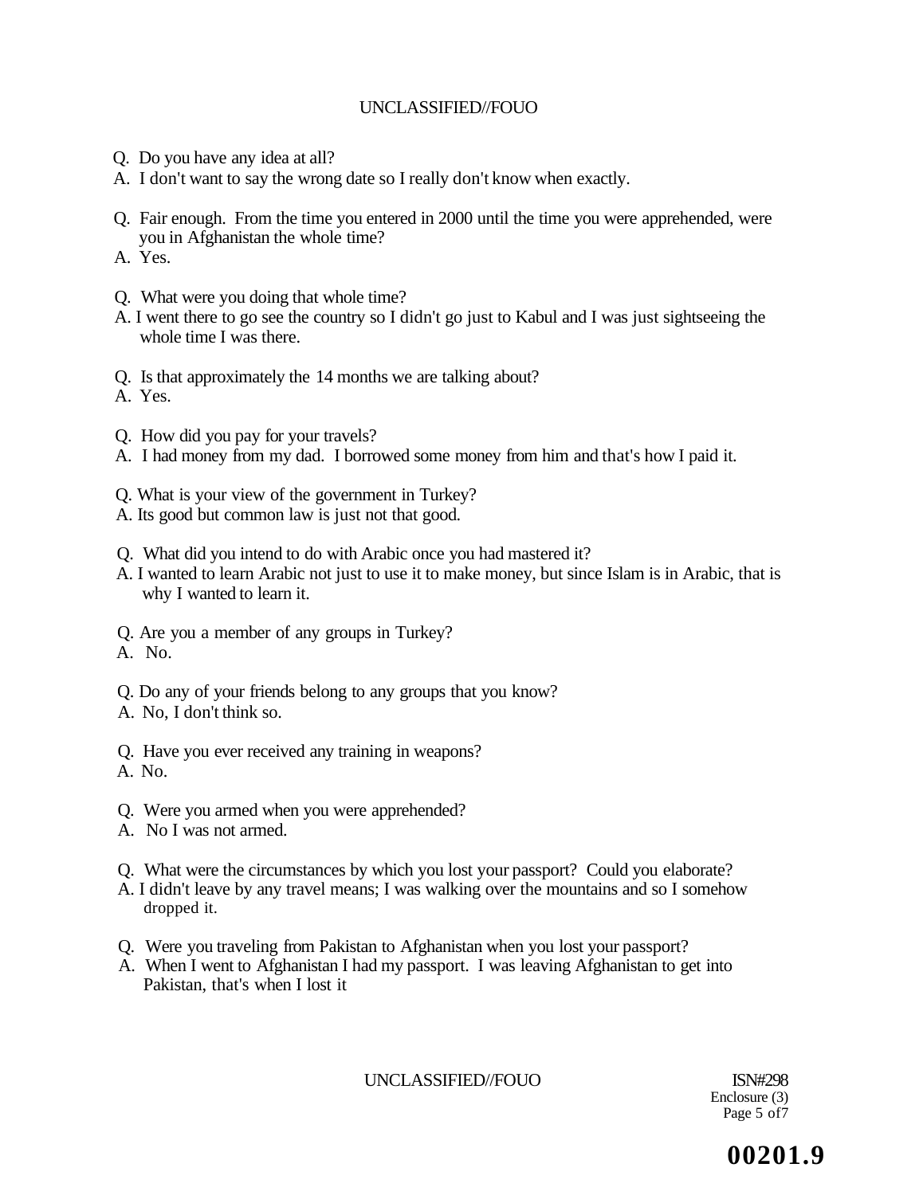Q. Do you have any idea at all?
A. I don't want to say the wrong date so I really don't know when exactly.

Q. Fair enough. From the time you entered in 2000 until the time you were apprehended, were you in Afghanistan the whole time?
A. Yes.

Q. What were you doing that whole time?
A. I went there to go see the country so I didn't go just to Kabul and I was just sightseeing the whole time I was there.

Q. Is that approximately the 14 months we are talking about?
A. Yes.

Q. How did you pay for your travels?
A. I had money from my dad. I borrowed some money from him and that's how I paid it.

Q. What is your view of the government in Turkey?
A. Its good but common law is just not that good.

Q. What did you intend to do with Arabic once you had mastered it?
A. I wanted to learn Arabic not just to use it to make money, but since Islam is in Arabic, that is why I wanted to learn it.

Q. Are you a member of any groups in Turkey?
A. No.

Q. Do any of your friends belong to any groups that you know?
A. No, I don't think so.

Q. Have you ever received any training in weapons?
A. No.

Q. Were you armed when you were apprehended?
A. No I was not armed.

Q. What were the circumstances by which you lost your passport? Could you elaborate?
A. I didn't leave by any travel means; I was walking over the mountains and so I somehow dropped it.

Q. Were you traveling from Pakistan to Afghanistan when you lost your passport?
A. When I went to Afghanistan I had my passport. I was leaving Afghanistan to get into Pakistan, that's when I lost it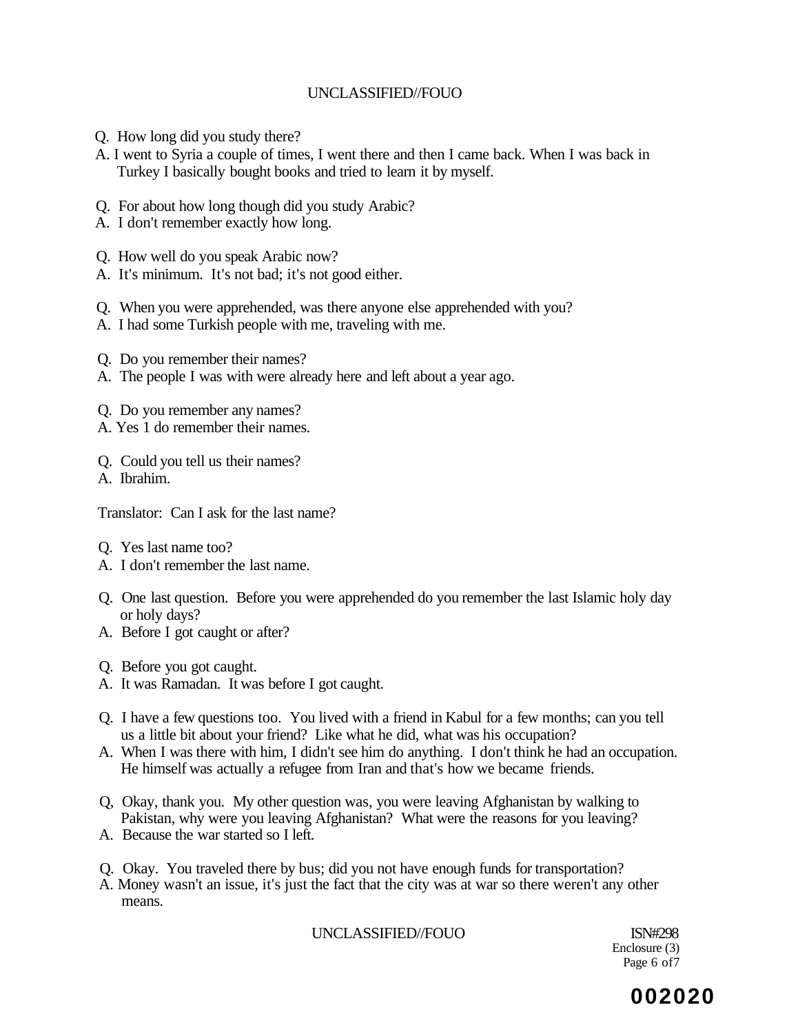Q. How long did you study there?

A. I went to Syria a couple of times, I went there and then I came back. When I was back in Turkey I basically bought books and tried to learn it by myself.

Q. For about how long though did you study Arabic?

A. I don't remember exactly how long.

Q. How well do you speak Arabic now?

A. It's minimum. It's not bad; it's not good either.

Q. When you were apprehended, was there anyone else apprehended with you?

A. I had some Turkish people with me, traveling with me.

Q. Do you remember their names?

A. The people I was with were already here and left about a year ago.

Q. Do you remember any names?

A. Yes 1 do remember their names.

Q. Could you tell us their names?

A. Ibrahim.

Translator: Can I ask for the last name?

Q. Yes last name too?

A. I don't remember the last name.

Q. One last question. Before you were apprehended do you remember the last Islamic holy day or holy days?

A. Before I got caught or after?

Q. Before you got caught.

A. It was Ramadan. It was before I got caught.

Q. I have a few questions too. You lived with a friend in Kabul for a few months; can you tell us a little bit about your friend? Like what he did, what was his occupation?

A. When I was there with him, I didn't see him do anything. I don't think he had an occupation. He himself was actually a refugee from Iran and that's how we became friends.

Q, Okay, thank you. My other question was, you were leaving Afghanistan by walking to Pakistan, why were you leaving Afghanistan? What were the reasons for you leaving?

A. Because the war started so I left.

Q. Okay. You traveled there by bus; did you not have enough funds for transportation?

A. Money wasn't an issue, it's just the fact that the city was at war so there weren't any other means.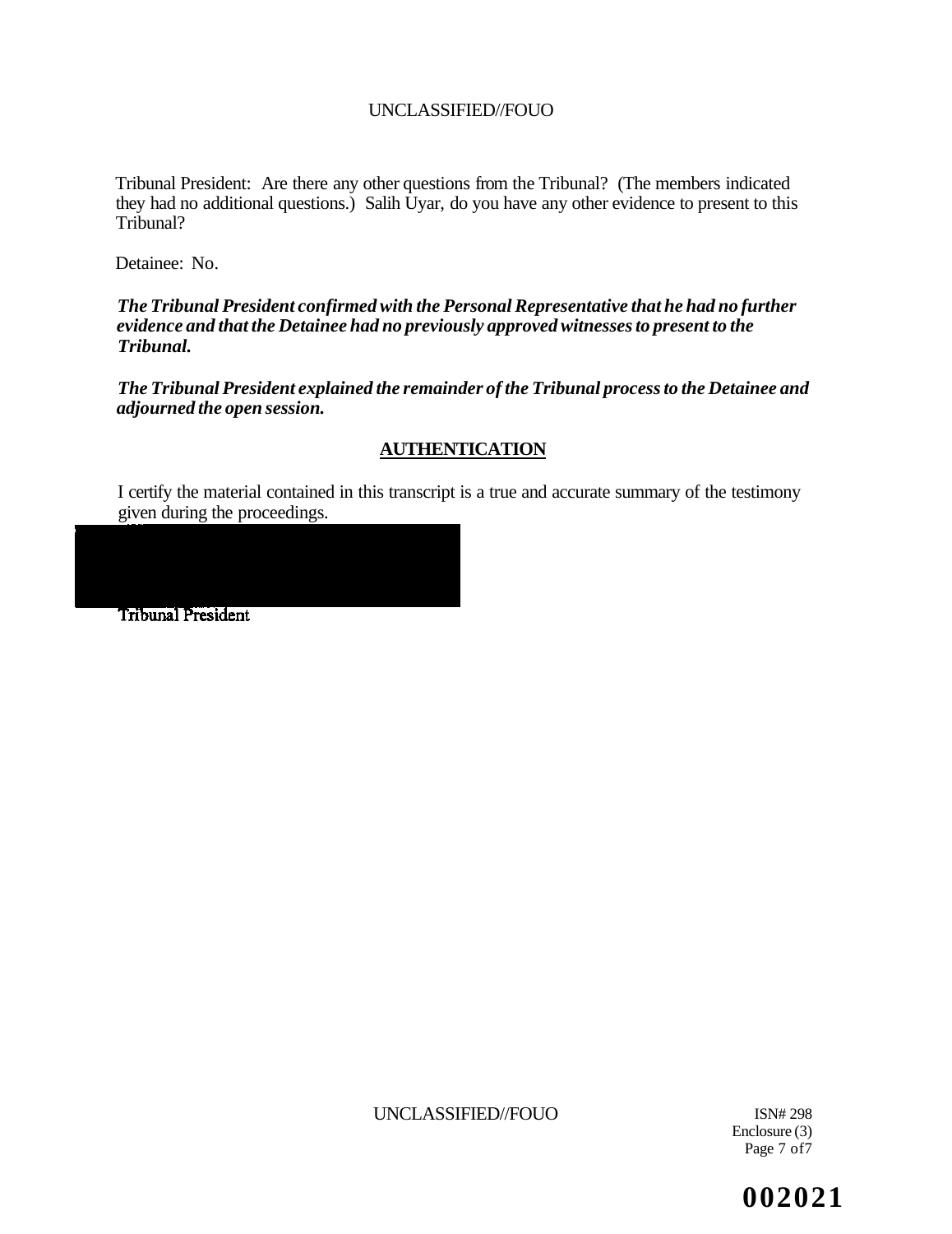Tribunal President: Are there any other questions from the Tribunal? (The members indicated they had no additional questions.) Salih Uyar, do you have any other evidence to present to this Tribunal?

Detainee: No.

***The Tribunal President confirmed with the Personal Representative that he had no further evidence and that the Detainee had no previously approved witnesses to present to the Tribunal.***

***The Tribunal President explained the remainder of the Tribunal process to the Detainee and adjourned the open session.***

## AUTHENTICATION

I certify the material contained in this transcript is a true and accurate summary of the testimony given during the proceedings.

Tribunal President

ISN# 298
Enclosure (3)
Page 7 of 7

002021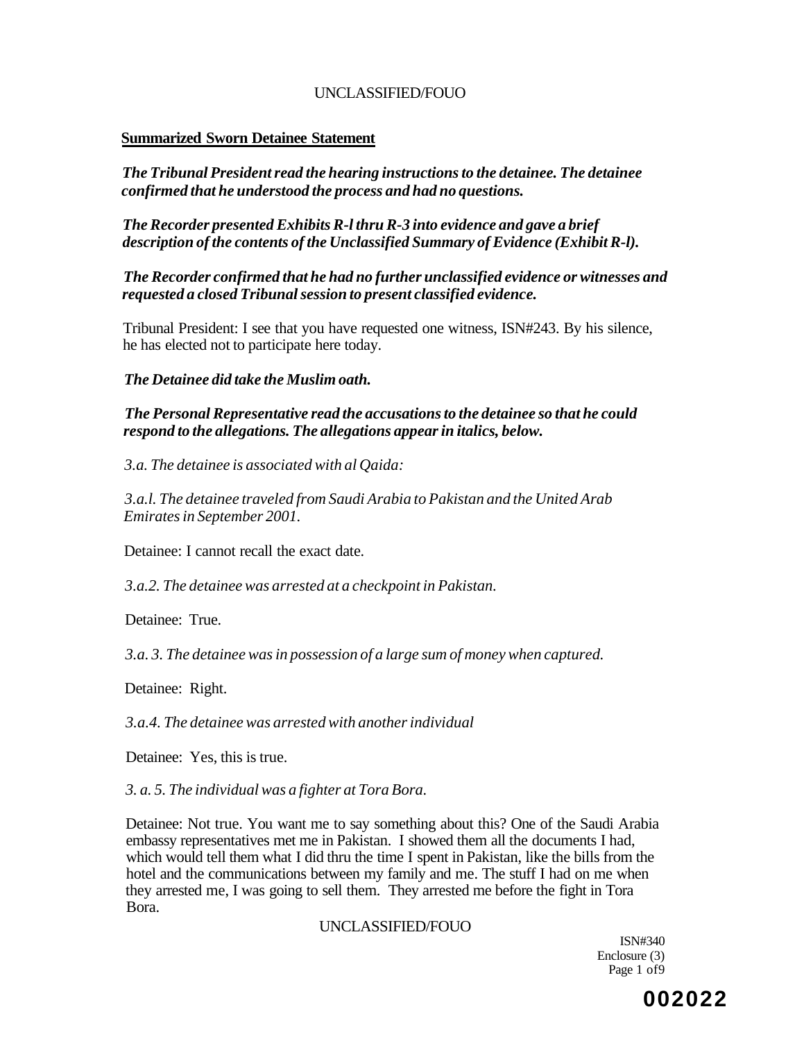**Summarized Sworn Detainee Statement**

***The Tribunal President read the hearing instructions to the detainee. The detainee confirmed that he understood the process and had no questions.***

***The Recorder presented Exhibits R-l thru R-3 into evidence and gave a brief description of the contents of the Unclassified Summary of Evidence (Exhibit R-l).***

***The Recorder confirmed that he had no further unclassified evidence or witnesses and requested a closed Tribunal session to present classified evidence.***

Tribunal President: I see that you have requested one witness, ISN#243. By his silence, he has elected not to participate here today.

***The Detainee did take the Muslim oath.***

***The Personal Representative read the accusations to the detainee so that he could respond to the allegations. The allegations appear in italics, below.***

*3.a. The detainee is associated with al Qaida:*

*3.a.l. The detainee traveled from Saudi Arabia to Pakistan and the United Arab Emirates in September 2001.*

Detainee: I cannot recall the exact date.

*3.a.2. The detainee was arrested at a checkpoint in Pakistan.*

Detainee: True.

*3.a. 3. The detainee was in possession of a large sum of money when captured.*

Detainee: Right.

*3.a.4. The detainee was arrested with another individual*

Detainee: Yes, this is true.

*3. a. 5. The individual was a fighter at Tora Bora.*

Detainee: Not true. You want me to say something about this? One of the Saudi Arabia embassy representatives met me in Pakistan. I showed them all the documents I had, which would tell them what I did thru the time I spent in Pakistan, like the bills from the hotel and the communications between my family and me. The stuff I had on me when they arrested me, I was going to sell them. They arrested me before the fight in Tora Bora.

ISN#340
Enclosure (3)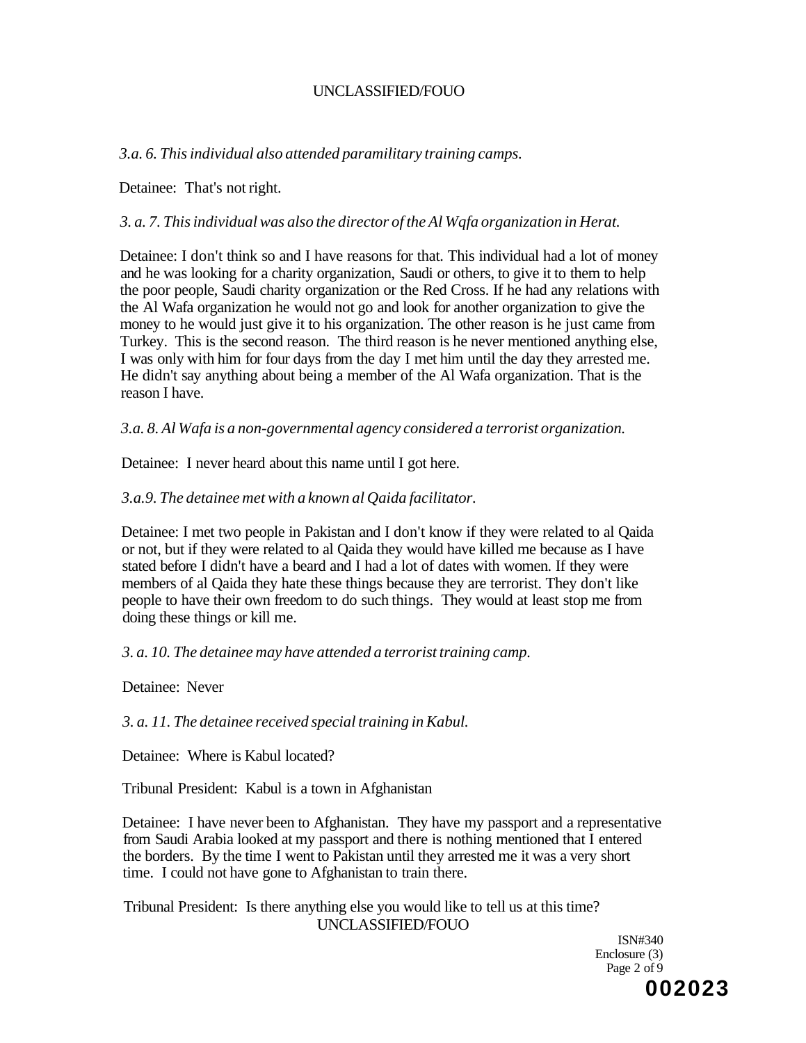*3.a. 6. This individual also attended paramilitary training camps.*

Detainee: That's not right.

*3. a. 7. This individual was also the director of the Al Wqfa organization in Herat.*

Detainee: I don't think so and I have reasons for that. This individual had a lot of money and he was looking for a charity organization, Saudi or others, to give it to them to help the poor people, Saudi charity organization or the Red Cross. If he had any relations with the Al Wafa organization he would not go and look for another organization to give the money to he would just give it to his organization. The other reason is he just came from Turkey. This is the second reason. The third reason is he never mentioned anything else, I was only with him for four days from the day I met him until the day they arrested me. He didn't say anything about being a member of the Al Wafa organization. That is the reason I have.

*3.a. 8. Al Wafa is a non-governmental agency considered a terrorist organization.*

Detainee: I never heard about this name until I got here.

*3.a.9. The detainee met with a known al Qaida facilitator.*

Detainee: I met two people in Pakistan and I don't know if they were related to al Qaida or not, but if they were related to al Qaida they would have killed me because as I have stated before I didn't have a beard and I had a lot of dates with women. If they were members of al Qaida they hate these things because they are terrorist. They don't like people to have their own freedom to do such things. They would at least stop me from doing these things or kill me.

*3. a. 10. The detainee may have attended a terrorist training camp.*

Detainee: Never

*3. a. 11. The detainee received special training in Kabul.*

Detainee: Where is Kabul located?

Tribunal President: Kabul is a town in Afghanistan

Detainee: I have never been to Afghanistan. They have my passport and a representative from Saudi Arabia looked at my passport and there is nothing mentioned that I entered the borders. By the time I went to Pakistan until they arrested me it was a very short time. I could not have gone to Afghanistan to train there.

Tribunal President: Is there anything else you would like to tell us at this time?

ISN#340
Enclosure (3)

002023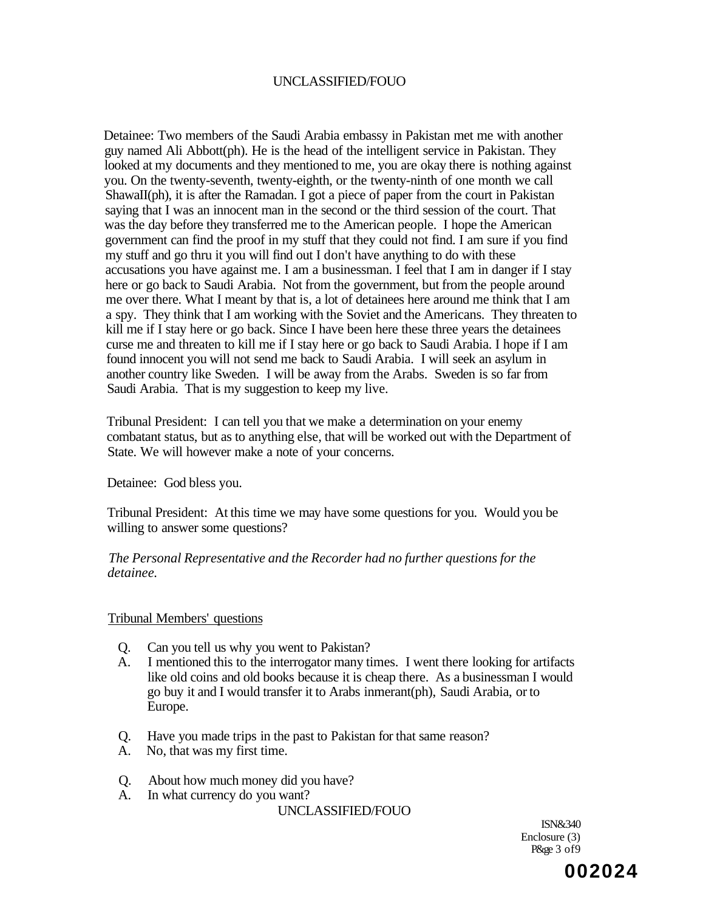Detainee: Two members of the Saudi Arabia embassy in Pakistan met me with another guy named Ali Abbott(ph). He is the head of the intelligent service in Pakistan. They looked at my documents and they mentioned to me, you are okay there is nothing against you. On the twenty-seventh, twenty-eighth, or the twenty-ninth of one month we call ShawaII(ph), it is after the Ramadan. I got a piece of paper from the court in Pakistan saying that I was an innocent man in the second or the third session of the court. That was the day before they transferred me to the American people. I hope the American government can find the proof in my stuff that they could not find. I am sure if you find my stuff and go thru it you will find out I don't have anything to do with these accusations you have against me. I am a businessman. I feel that I am in danger if I stay here or go back to Saudi Arabia. Not from the government, but from the people around me over there. What I meant by that is, a lot of detainees here around me think that I am a spy. They think that I am working with the Soviet and the Americans. They threaten to kill me if I stay here or go back. Since I have been here these three years the detainees curse me and threaten to kill me if I stay here or go back to Saudi Arabia. I hope if I am found innocent you will not send me back to Saudi Arabia. I will seek an asylum in another country like Sweden. I will be away from the Arabs. Sweden is so far from Saudi Arabia. That is my suggestion to keep my live.

Tribunal President: I can tell you that we make a determination on your enemy combatant status, but as to anything else, that will be worked out with the Department of State. We will however make a note of your concerns.

Detainee: God bless you.

Tribunal President: At this time we may have some questions for you. Would you be willing to answer some questions?

*The Personal Representative and the Recorder had no further questions for the detainee.*

Tribunal Members' questions

Q. Can you tell us why you went to Pakistan?
A. I mentioned this to the interrogator many times. I went there looking for artifacts like old coins and old books because it is cheap there. As a businessman I would go buy it and I would transfer it to Arabs inmerant(ph), Saudi Arabia, or to Europe.

Q. Have you made trips in the past to Pakistan for that same reason?
A. No, that was my first time.

Q. About how much money did you have?
A. In what currency do you want?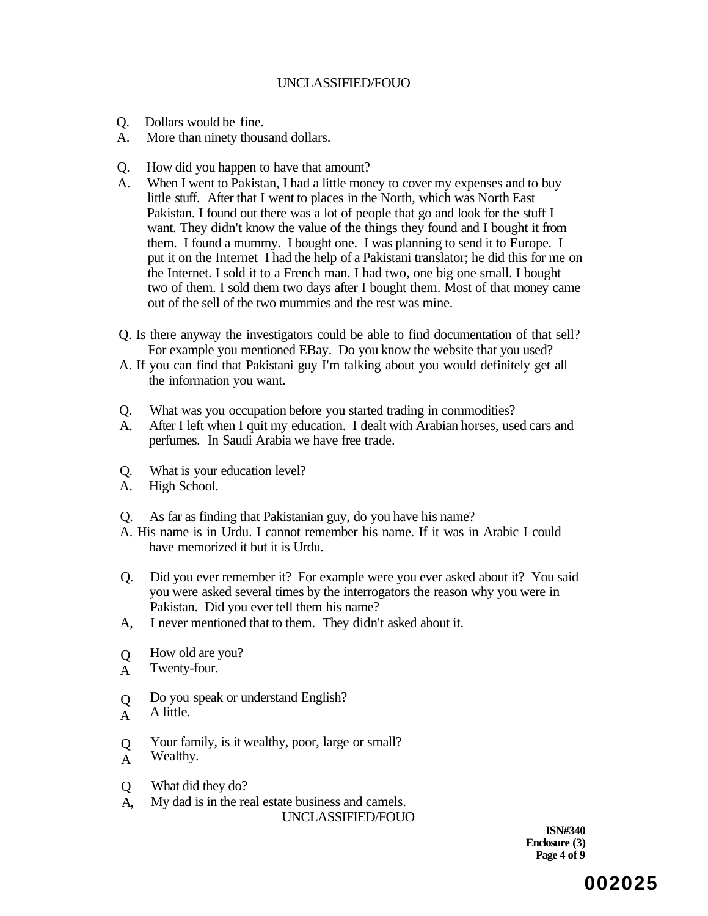Q. Dollars would be fine.
A. More than ninety thousand dollars.

Q. How did you happen to have that amount?
A. When I went to Pakistan, I had a little money to cover my expenses and to buy little stuff. After that I went to places in the North, which was North East Pakistan. I found out there was a lot of people that go and look for the stuff I want. They didn't know the value of the things they found and I bought it from them. I found a mummy. I bought one. I was planning to send it to Europe. I put it on the Internet I had the help of a Pakistani translator; he did this for me on the Internet. I sold it to a French man. I had two, one big one small. I bought two of them. I sold them two days after I bought them. Most of that money came out of the sell of the two mummies and the rest was mine.

Q. Is there anyway the investigators could be able to find documentation of that sell? For example you mentioned EBay. Do you know the website that you used?
A. If you can find that Pakistani guy I'm talking about you would definitely get all the information you want.

Q. What was you occupation before you started trading in commodities?
A. After I left when I quit my education. I dealt with Arabian horses, used cars and perfumes. In Saudi Arabia we have free trade.

Q. What is your education level?
A. High School.

Q. As far as finding that Pakistanian guy, do you have his name?
A. His name is in Urdu. I cannot remember his name. If it was in Arabic I could have memorized it but it is Urdu.

Q. Did you ever remember it? For example were you ever asked about it? You said you were asked several times by the interrogators the reason why you were in Pakistan. Did you ever tell them his name?
A, I never mentioned that to them. They didn't asked about it.

Q How old are you?
A Twenty-four.

Q Do you speak or understand English?
A A little.

Q Your family, is it wealthy, poor, large or small?
A Wealthy.

Q What did they do?
A, My dad is in the real estate business and camels.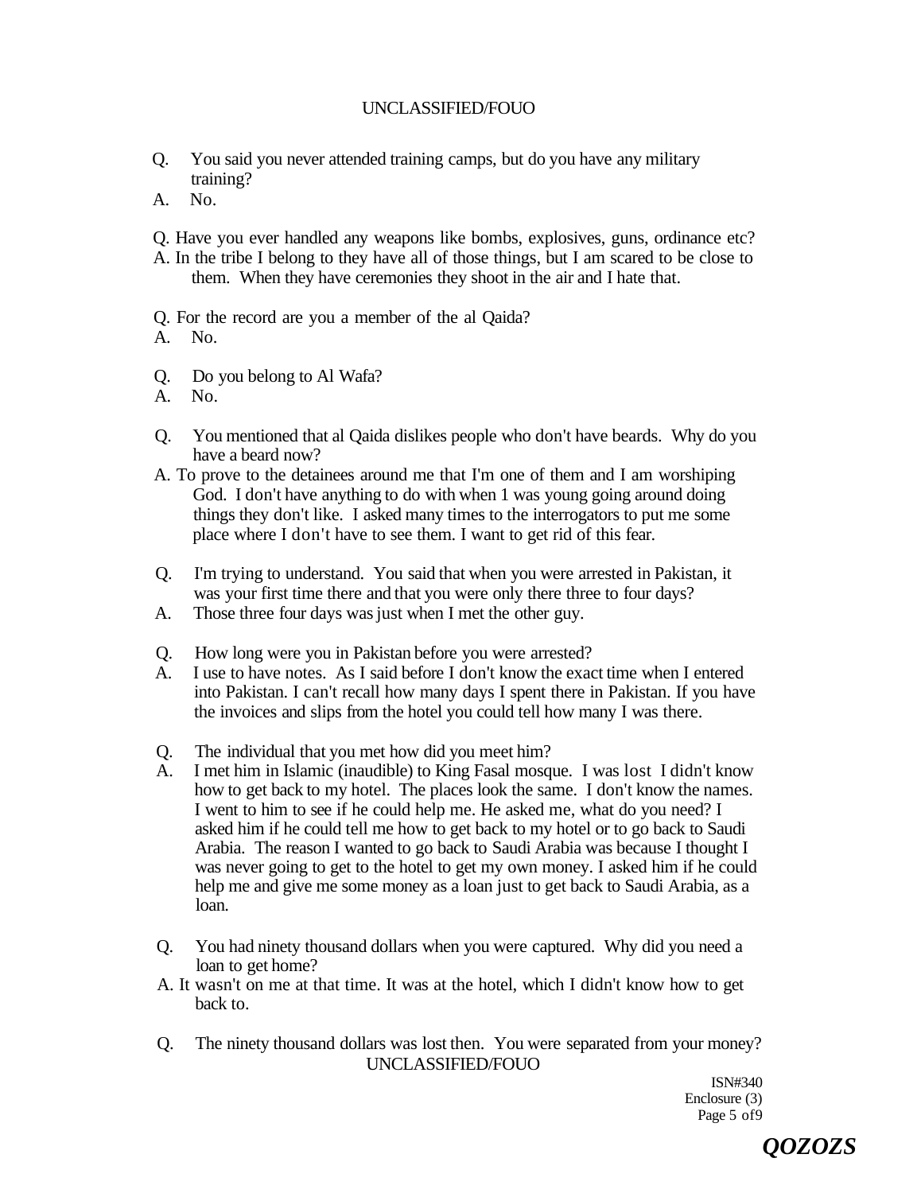Q. You said you never attended training camps, but do you have any military training?

A. No.

Q. Have you ever handled any weapons like bombs, explosives, guns, ordinance etc?

A. In the tribe I belong to they have all of those things, but I am scared to be close to them. When they have ceremonies they shoot in the air and I hate that.

Q. For the record are you a member of the al Qaida?

A. No.

Q. Do you belong to Al Wafa?

A. No.

Q. You mentioned that al Qaida dislikes people who don't have beards. Why do you have a beard now?

A. To prove to the detainees around me that I'm one of them and I am worshiping God. I don't have anything to do with when 1 was young going around doing things they don't like. I asked many times to the interrogators to put me some place where I don't have to see them. I want to get rid of this fear.

Q. I'm trying to understand. You said that when you were arrested in Pakistan, it was your first time there and that you were only there three to four days?

A. Those three four days was just when I met the other guy.

Q. How long were you in Pakistan before you were arrested?

A. I use to have notes. As I said before I don't know the exact time when I entered into Pakistan. I can't recall how many days I spent there in Pakistan. If you have the invoices and slips from the hotel you could tell how many I was there.

Q. The individual that you met how did you meet him?

A. I met him in Islamic (inaudible) to King Fasal mosque. I was lost I didn't know how to get back to my hotel. The places look the same. I don't know the names. I went to him to see if he could help me. He asked me, what do you need? I asked him if he could tell me how to get back to my hotel or to go back to Saudi Arabia. The reason I wanted to go back to Saudi Arabia was because I thought I was never going to get to the hotel to get my own money. I asked him if he could help me and give me some money as a loan just to get back to Saudi Arabia, as a loan.

Q. You had ninety thousand dollars when you were captured. Why did you need a loan to get home?

A. It wasn't on me at that time. It was at the hotel, which I didn't know how to get back to.

Q. The ninety thousand dollars was lost then. You were separated from your money?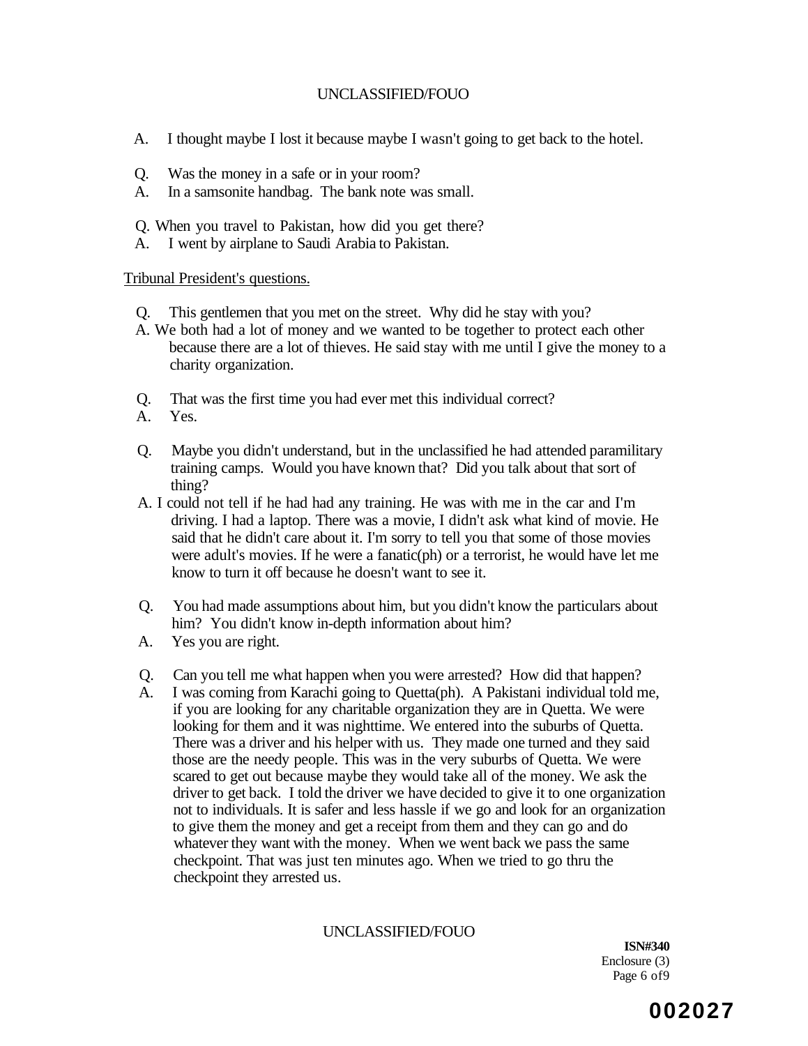A. I thought maybe I lost it because maybe I wasn't going to get back to the hotel.

Q. Was the money in a safe or in your room?
A. In a samsonite handbag. The bank note was small.

Q. When you travel to Pakistan, how did you get there?
A. I went by airplane to Saudi Arabia to Pakistan.

Tribunal President's questions.

Q. This gentlemen that you met on the street. Why did he stay with you?
A. We both had a lot of money and we wanted to be together to protect each other because there are a lot of thieves. He said stay with me until I give the money to a charity organization.

Q. That was the first time you had ever met this individual correct?
A. Yes.

Q. Maybe you didn't understand, but in the unclassified he had attended paramilitary training camps. Would you have known that? Did you talk about that sort of thing?
A. I could not tell if he had had any training. He was with me in the car and I'm driving. I had a laptop. There was a movie, I didn't ask what kind of movie. He said that he didn't care about it. I'm sorry to tell you that some of those movies were adult's movies. If he were a fanatic(ph) or a terrorist, he would have let me know to turn it off because he doesn't want to see it.

Q. You had made assumptions about him, but you didn't know the particulars about him? You didn't know in-depth information about him?
A. Yes you are right.

Q. Can you tell me what happen when you were arrested? How did that happen?
A. I was coming from Karachi going to Quetta(ph). A Pakistani individual told me, if you are looking for any charitable organization they are in Quetta. We were looking for them and it was nighttime. We entered into the suburbs of Quetta. There was a driver and his helper with us. They made one turned and they said those are the needy people. This was in the very suburbs of Quetta. We were scared to get out because maybe they would take all of the money. We ask the driver to get back. I told the driver we have decided to give it to one organization not to individuals. It is safer and less hassle if we go and look for an organization to give them the money and get a receipt from them and they can go and do whatever they want with the money. When we went back we pass the same checkpoint. That was just ten minutes ago. When we tried to go thru the checkpoint they arrested us.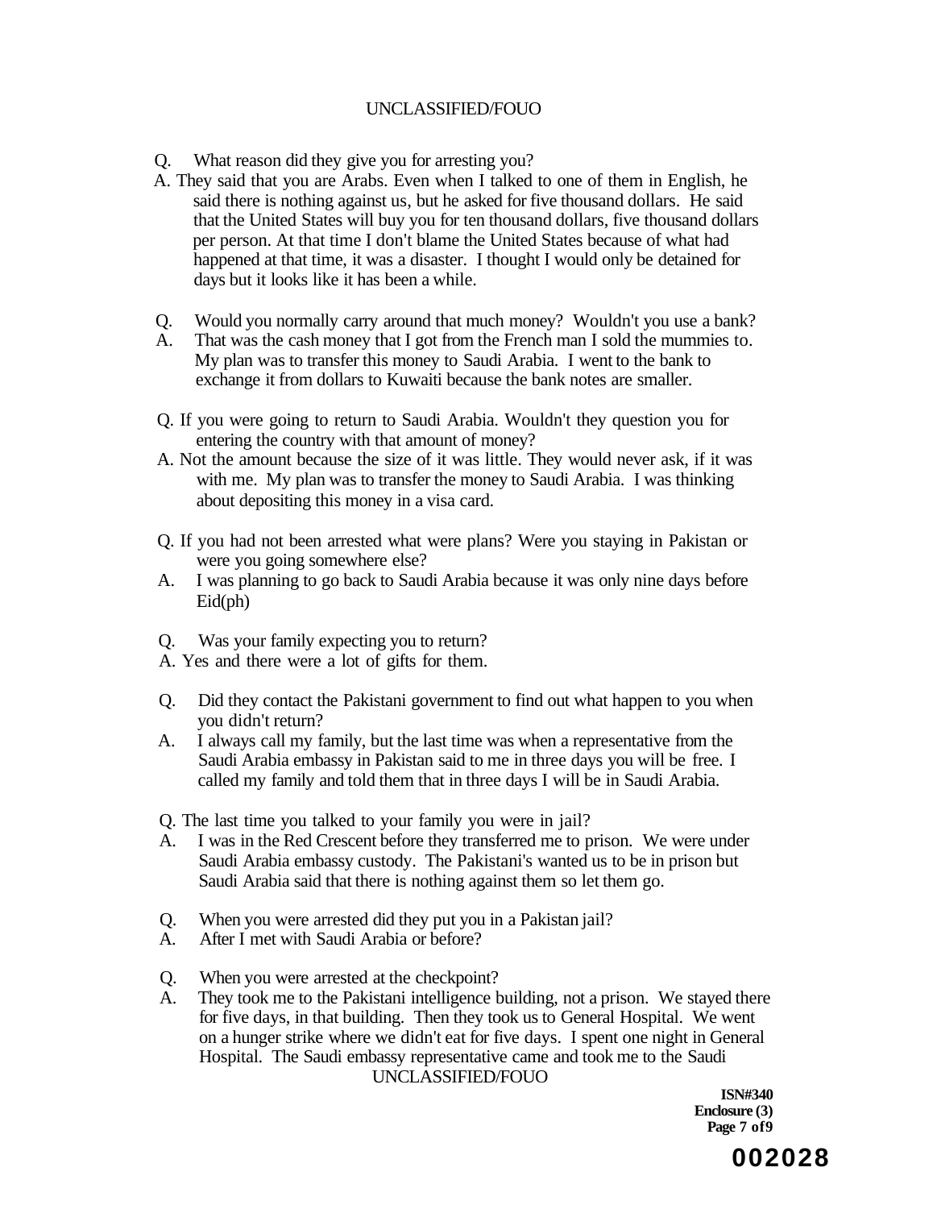Q. What reason did they give you for arresting you?

A. They said that you are Arabs. Even when I talked to one of them in English, he said there is nothing against us, but he asked for five thousand dollars. He said that the United States will buy you for ten thousand dollars, five thousand dollars per person. At that time I don't blame the United States because of what had happened at that time, it was a disaster. I thought I would only be detained for days but it looks like it has been a while.

Q. Would you normally carry around that much money? Wouldn't you use a bank?

A. That was the cash money that I got from the French man I sold the mummies to. My plan was to transfer this money to Saudi Arabia. I went to the bank to exchange it from dollars to Kuwaiti because the bank notes are smaller.

Q. If you were going to return to Saudi Arabia. Wouldn't they question you for entering the country with that amount of money?

A. Not the amount because the size of it was little. They would never ask, if it was with me. My plan was to transfer the money to Saudi Arabia. I was thinking about depositing this money in a visa card.

Q. If you had not been arrested what were plans? Were you staying in Pakistan or were you going somewhere else?

A. I was planning to go back to Saudi Arabia because it was only nine days before Eid(ph)

Q. Was your family expecting you to return?

A. Yes and there were a lot of gifts for them.

Q. Did they contact the Pakistani government to find out what happen to you when you didn't return?

A. I always call my family, but the last time was when a representative from the Saudi Arabia embassy in Pakistan said to me in three days you will be free. I called my family and told them that in three days I will be in Saudi Arabia.

Q. The last time you talked to your family you were in jail?

A. I was in the Red Crescent before they transferred me to prison. We were under Saudi Arabia embassy custody. The Pakistani's wanted us to be in prison but Saudi Arabia said that there is nothing against them so let them go.

Q. When you were arrested did they put you in a Pakistan jail?

A. After I met with Saudi Arabia or before?

Q. When you were arrested at the checkpoint?

A. They took me to the Pakistani intelligence building, not a prison. We stayed there for five days, in that building. Then they took us to General Hospital. We went on a hunger strike where we didn't eat for five days. I spent one night in General Hospital. The Saudi embassy representative came and took me to the Saudi

**ISN#340**
**Enclosure (3)**

002028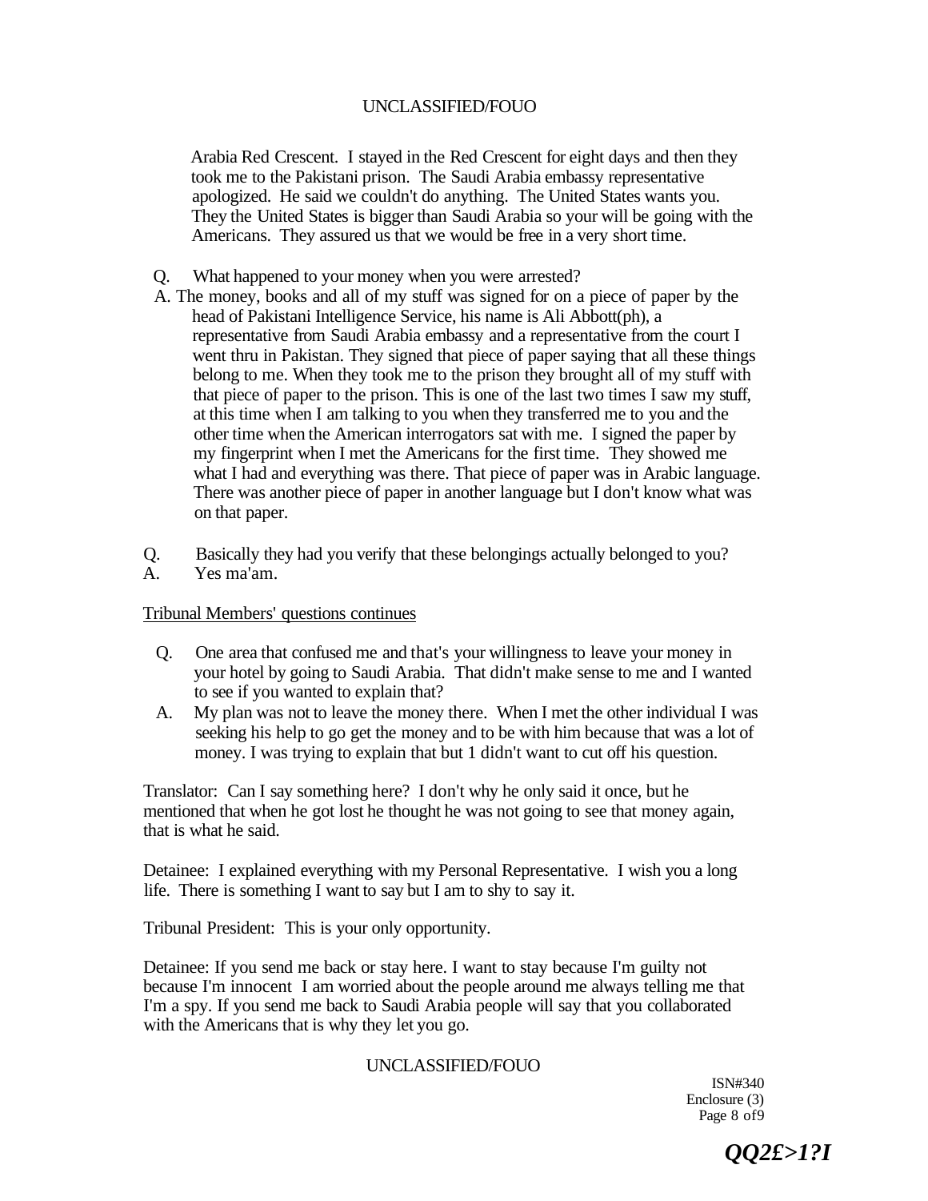Arabia Red Crescent. I stayed in the Red Crescent for eight days and then they took me to the Pakistani prison. The Saudi Arabia embassy representative apologized. He said we couldn't do anything. The United States wants you. They the United States is bigger than Saudi Arabia so your will be going with the Americans. They assured us that we would be free in a very short time.

Q. What happened to your money when you were arrested?

A. The money, books and all of my stuff was signed for on a piece of paper by the head of Pakistani Intelligence Service, his name is Ali Abbott(ph), a representative from Saudi Arabia embassy and a representative from the court I went thru in Pakistan. They signed that piece of paper saying that all these things belong to me. When they took me to the prison they brought all of my stuff with that piece of paper to the prison. This is one of the last two times I saw my stuff, at this time when I am talking to you when they transferred me to you and the other time when the American interrogators sat with me. I signed the paper by my fingerprint when I met the Americans for the first time. They showed me what I had and everything was there. That piece of paper was in Arabic language. There was another piece of paper in another language but I don't know what was on that paper.

Q. Basically they had you verify that these belongings actually belonged to you?

A. Yes ma'am.

Tribunal Members' questions continues

Q. One area that confused me and that's your willingness to leave your money in your hotel by going to Saudi Arabia. That didn't make sense to me and I wanted to see if you wanted to explain that?

A. My plan was not to leave the money there. When I met the other individual I was seeking his help to go get the money and to be with him because that was a lot of money. I was trying to explain that but 1 didn't want to cut off his question.

Translator: Can I say something here? I don't why he only said it once, but he mentioned that when he got lost he thought he was not going to see that money again, that is what he said.

Detainee: I explained everything with my Personal Representative. I wish you a long life. There is something I want to say but I am to shy to say it.

Tribunal President: This is your only opportunity.

Detainee: If you send me back or stay here. I want to stay because I'm guilty not because I'm innocent I am worried about the people around me always telling me that I'm a spy. If you send me back to Saudi Arabia people will say that you collaborated with the Americans that is why they let you go.

ISN#340
Enclosure (3)

*QQ2£>1?I*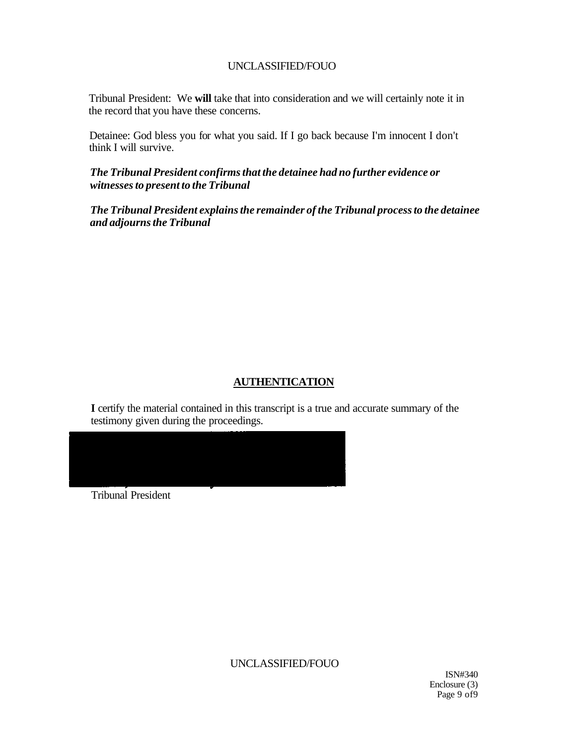Tribunal President: We **will** take that into consideration and we will certainly note it in the record that you have these concerns.

Detainee: God bless you for what you said. If I go back because I'm innocent I don't think I will survive.

***The Tribunal President confirms that the detainee had no further evidence or witnesses to present to the Tribunal***

***The Tribunal President explains the remainder of the Tribunal process to the detainee and adjourns the Tribunal***

## AUTHENTICATION

**I** certify the material contained in this transcript is a true and accurate summary of the testimony given during the proceedings.

Tribunal President

ISN#340
Enclosure (3)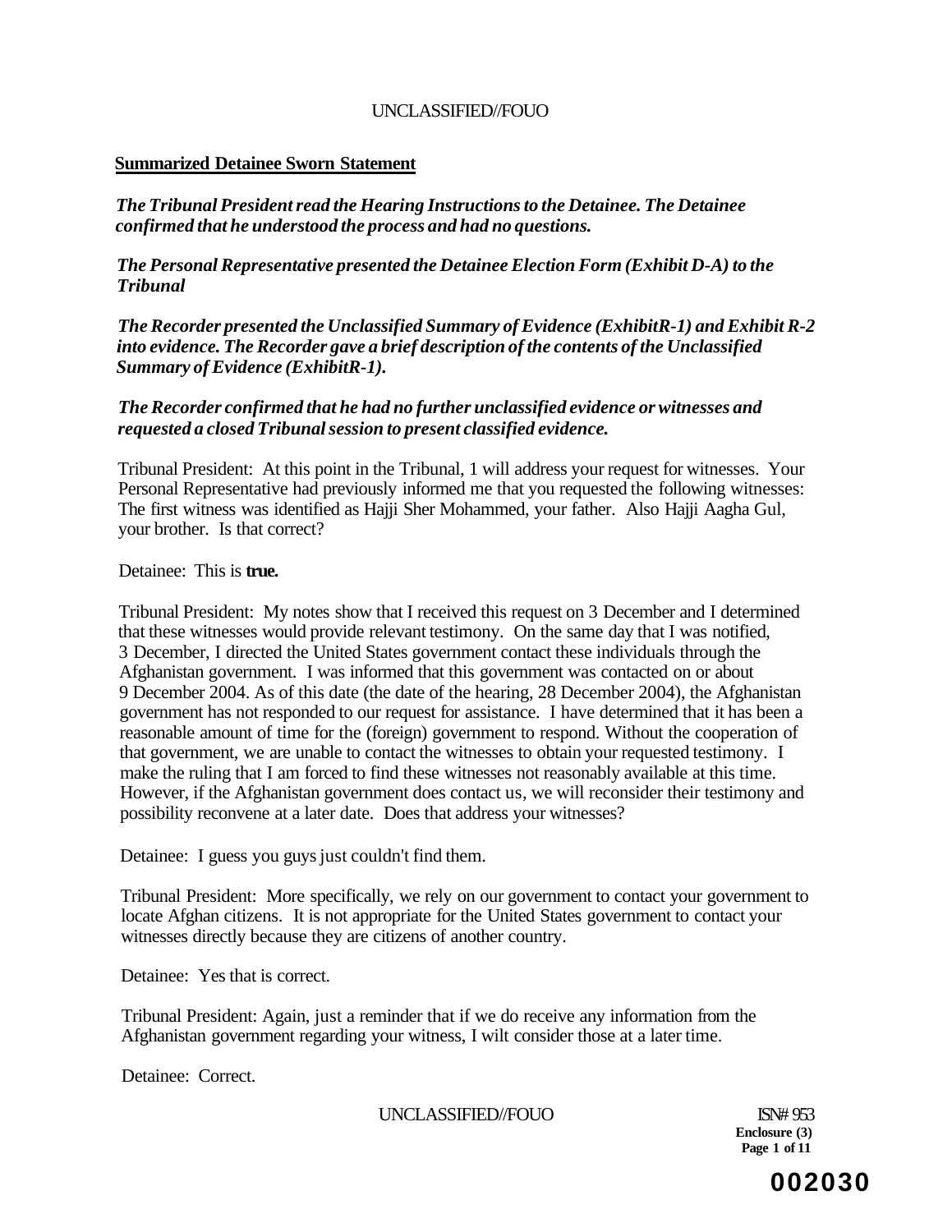UNCLASSIFIED//FOUO

**Summarized Detainee Sworn Statement**

***The Tribunal President read the Hearing Instructions to the Detainee. The Detainee confirmed that he understood the process and had no questions.***

***The Personal Representative presented the Detainee Election Form (Exhibit D-A) to the Tribunal***

***The Recorder presented the Unclassified Summary of Evidence (ExhibitR-1) and Exhibit R-2 into evidence. The Recorder gave a brief description of the contents of the Unclassified Summary of Evidence (ExhibitR-1).***

***The Recorder confirmed that he had no further unclassified evidence or witnesses and requested a closed Tribunal session to present classified evidence.***

Tribunal President: At this point in the Tribunal, 1 will address your request for witnesses. Your Personal Representative had previously informed me that you requested the following witnesses: The first witness was identified as Hajji Sher Mohammed, your father. Also Hajji Aagha Gul, your brother. Is that correct?

Detainee: This is **true.**

Tribunal President: My notes show that I received this request on 3 December and I determined that these witnesses would provide relevant testimony. On the same day that I was notified, 3 December, I directed the United States government contact these individuals through the Afghanistan government. I was informed that this government was contacted on or about 9 December 2004. As of this date (the date of the hearing, 28 December 2004), the Afghanistan government has not responded to our request for assistance. I have determined that it has been a reasonable amount of time for the (foreign) government to respond. Without the cooperation of that government, we are unable to contact the witnesses to obtain your requested testimony. I make the ruling that I am forced to find these witnesses not reasonably available at this time. However, if the Afghanistan government does contact us, we will reconsider their testimony and possibility reconvene at a later date. Does that address your witnesses?

Detainee: I guess you guys just couldn't find them.

Tribunal President: More specifically, we rely on our government to contact your government to locate Afghan citizens. It is not appropriate for the United States government to contact your witnesses directly because they are citizens of another country.

Detainee: Yes that is correct.

Tribunal President: Again, just a reminder that if we do receive any information from the Afghanistan government regarding your witness, I wilt consider those at a later time.

Detainee: Correct.

UNCLASSIFIED//FOUO

ISN# 953
Enclosure (3)

002030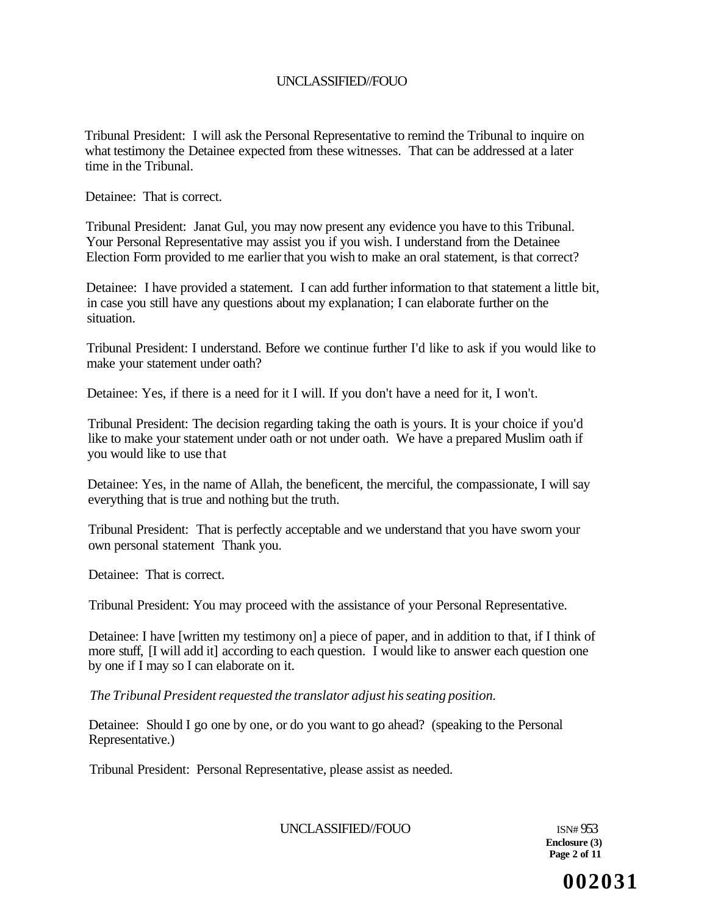Tribunal President: I will ask the Personal Representative to remind the Tribunal to inquire on what testimony the Detainee expected from these witnesses. That can be addressed at a later time in the Tribunal.

Detainee: That is correct.

Tribunal President: Janat Gul, you may now present any evidence you have to this Tribunal. Your Personal Representative may assist you if you wish. I understand from the Detainee Election Form provided to me earlier that you wish to make an oral statement, is that correct?

Detainee: I have provided a statement. I can add further information to that statement a little bit, in case you still have any questions about my explanation; I can elaborate further on the situation.

Tribunal President: I understand. Before we continue further I'd like to ask if you would like to make your statement under oath?

Detainee: Yes, if there is a need for it I will. If you don't have a need for it, I won't.

Tribunal President: The decision regarding taking the oath is yours. It is your choice if you'd like to make your statement under oath or not under oath. We have a prepared Muslim oath if you would like to use that

Detainee: Yes, in the name of Allah, the beneficent, the merciful, the compassionate, I will say everything that is true and nothing but the truth.

Tribunal President: That is perfectly acceptable and we understand that you have sworn your own personal statement Thank you.

Detainee: That is correct.

Tribunal President: You may proceed with the assistance of your Personal Representative.

Detainee: I have [written my testimony on] a piece of paper, and in addition to that, if I think of more stuff, [I will add it] according to each question. I would like to answer each question one by one if I may so I can elaborate on it.

*The Tribunal President requested the translator adjust his seating position.*

Detainee: Should I go one by one, or do you want to go ahead? (speaking to the Personal Representative.)

Tribunal President: Personal Representative, please assist as needed.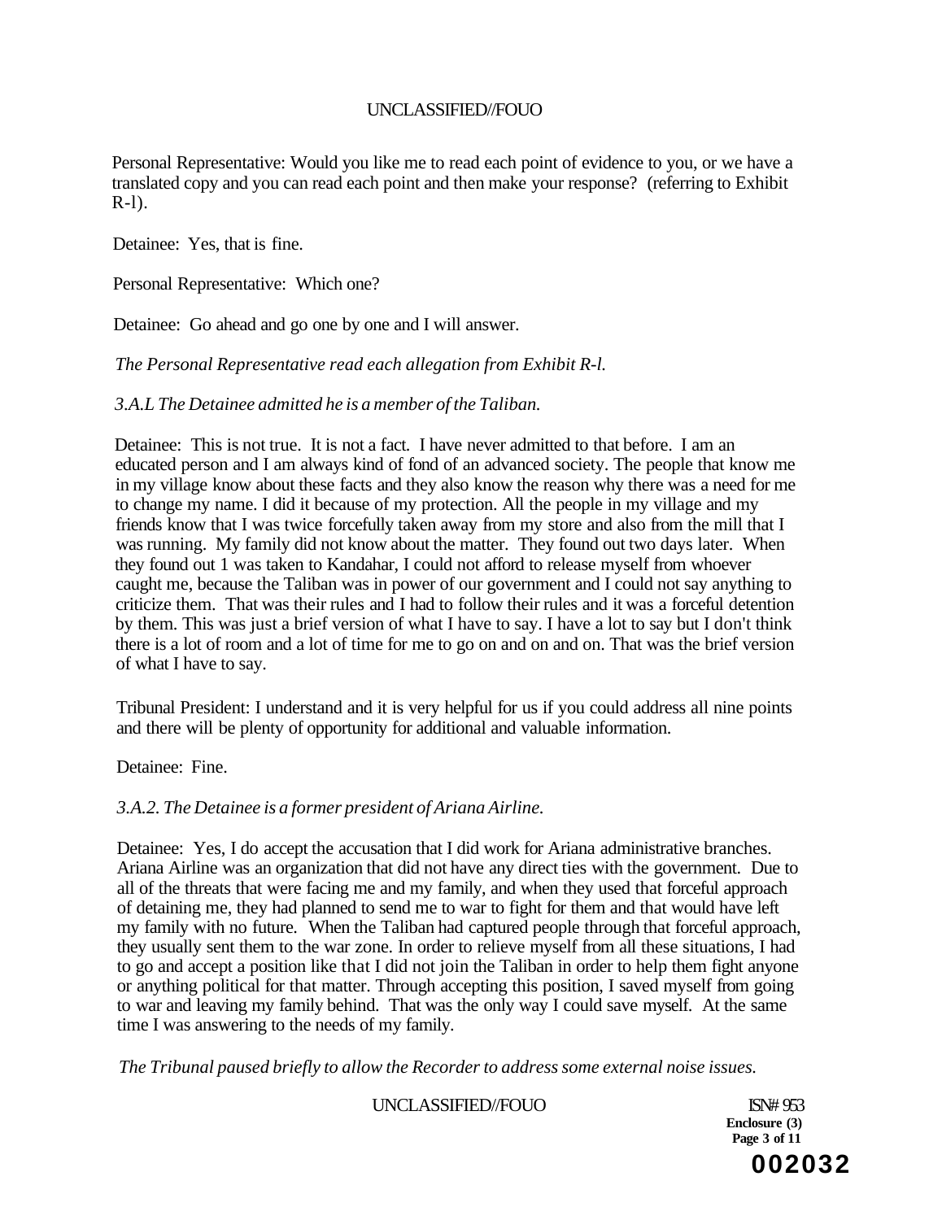Personal Representative: Would you like me to read each point of evidence to you, or we have a translated copy and you can read each point and then make your response? (referring to Exhibit R-l).

Detainee: Yes, that is fine.

Personal Representative: Which one?

Detainee: Go ahead and go one by one and I will answer.

*The Personal Representative read each allegation from Exhibit R-l.*

*3.A.L The Detainee admitted he is a member of the Taliban.*

Detainee: This is not true. It is not a fact. I have never admitted to that before. I am an educated person and I am always kind of fond of an advanced society. The people that know me in my village know about these facts and they also know the reason why there was a need for me to change my name. I did it because of my protection. All the people in my village and my friends know that I was twice forcefully taken away from my store and also from the mill that I was running. My family did not know about the matter. They found out two days later. When they found out 1 was taken to Kandahar, I could not afford to release myself from whoever caught me, because the Taliban was in power of our government and I could not say anything to criticize them. That was their rules and I had to follow their rules and it was a forceful detention by them. This was just a brief version of what I have to say. I have a lot to say but I don't think there is a lot of room and a lot of time for me to go on and on and on. That was the brief version of what I have to say.

Tribunal President: I understand and it is very helpful for us if you could address all nine points and there will be plenty of opportunity for additional and valuable information.

Detainee: Fine.

*3.A.2. The Detainee is a former president of Ariana Airline.*

Detainee: Yes, I do accept the accusation that I did work for Ariana administrative branches. Ariana Airline was an organization that did not have any direct ties with the government. Due to all of the threats that were facing me and my family, and when they used that forceful approach of detaining me, they had planned to send me to war to fight for them and that would have left my family with no future. When the Taliban had captured people through that forceful approach, they usually sent them to the war zone. In order to relieve myself from all these situations, I had to go and accept a position like that I did not join the Taliban in order to help them fight anyone or anything political for that matter. Through accepting this position, I saved myself from going to war and leaving my family behind. That was the only way I could save myself. At the same time I was answering to the needs of my family.

*The Tribunal paused briefly to allow the Recorder to address some external noise issues.*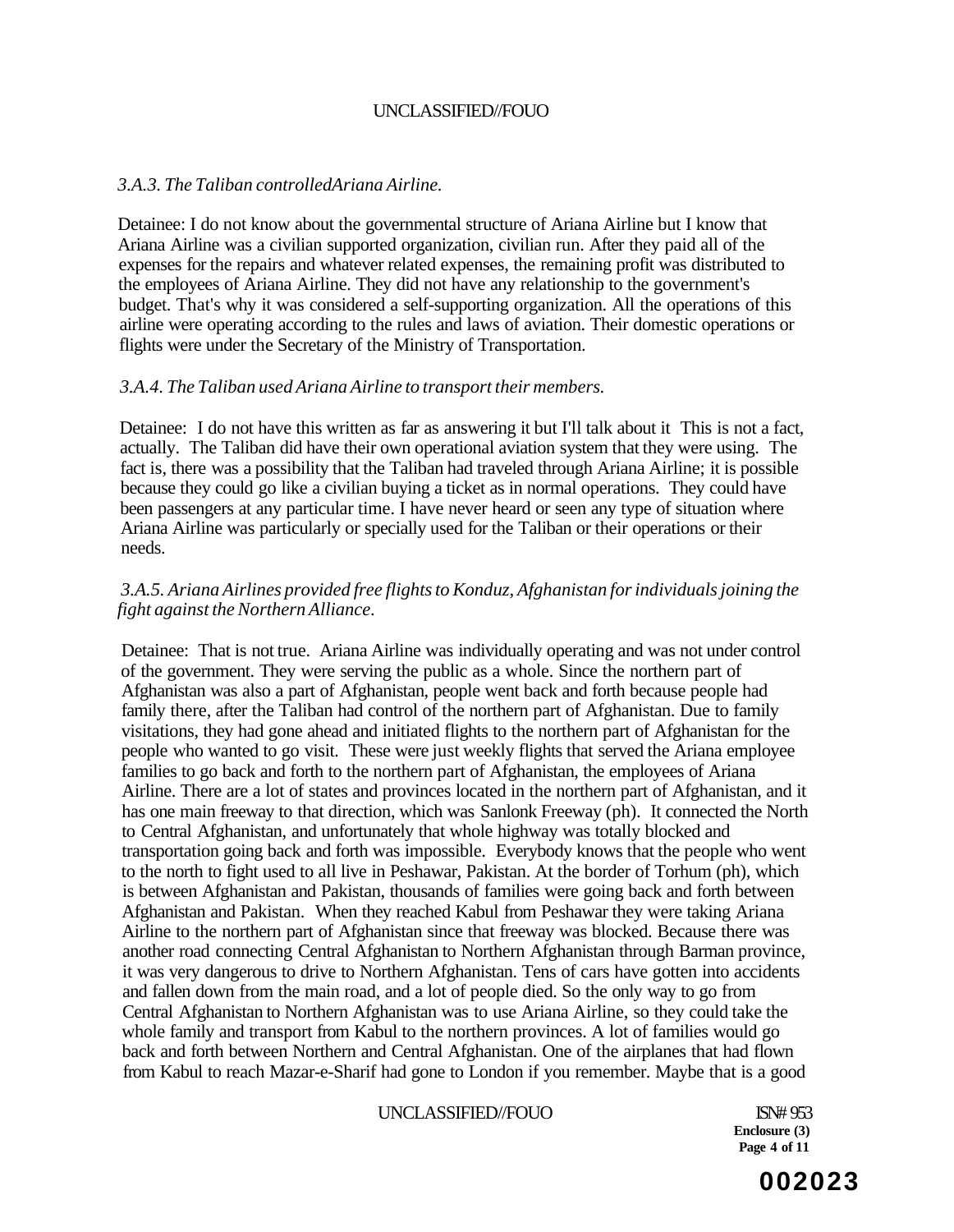*3.A.3. The Taliban controlledAriana Airline.*

Detainee: I do not know about the governmental structure of Ariana Airline but I know that Ariana Airline was a civilian supported organization, civilian run. After they paid all of the expenses for the repairs and whatever related expenses, the remaining profit was distributed to the employees of Ariana Airline. They did not have any relationship to the government's budget. That's why it was considered a self-supporting organization. All the operations of this airline were operating according to the rules and laws of aviation. Their domestic operations or flights were under the Secretary of the Ministry of Transportation.

*3.A.4. The Taliban used Ariana Airline to transport their members.*

Detainee: I do not have this written as far as answering it but I'll talk about it This is not a fact, actually. The Taliban did have their own operational aviation system that they were using. The fact is, there was a possibility that the Taliban had traveled through Ariana Airline; it is possible because they could go like a civilian buying a ticket as in normal operations. They could have been passengers at any particular time. I have never heard or seen any type of situation where Ariana Airline was particularly or specially used for the Taliban or their operations or their needs.

*3.A.5. Ariana Airlines provided free flights to Konduz, Afghanistan for individuals joining the fight against the Northern Alliance.*

Detainee: That is not true. Ariana Airline was individually operating and was not under control of the government. They were serving the public as a whole. Since the northern part of Afghanistan was also a part of Afghanistan, people went back and forth because people had family there, after the Taliban had control of the northern part of Afghanistan. Due to family visitations, they had gone ahead and initiated flights to the northern part of Afghanistan for the people who wanted to go visit. These were just weekly flights that served the Ariana employee families to go back and forth to the northern part of Afghanistan, the employees of Ariana Airline. There are a lot of states and provinces located in the northern part of Afghanistan, and it has one main freeway to that direction, which was Sanlonk Freeway (ph). It connected the North to Central Afghanistan, and unfortunately that whole highway was totally blocked and transportation going back and forth was impossible. Everybody knows that the people who went to the north to fight used to all live in Peshawar, Pakistan. At the border of Torhum (ph), which is between Afghanistan and Pakistan, thousands of families were going back and forth between Afghanistan and Pakistan. When they reached Kabul from Peshawar they were taking Ariana Airline to the northern part of Afghanistan since that freeway was blocked. Because there was another road connecting Central Afghanistan to Northern Afghanistan through Barman province, it was very dangerous to drive to Northern Afghanistan. Tens of cars have gotten into accidents and fallen down from the main road, and a lot of people died. So the only way to go from Central Afghanistan to Northern Afghanistan was to use Ariana Airline, so they could take the whole family and transport from Kabul to the northern provinces. A lot of families would go back and forth between Northern and Central Afghanistan. One of the airplanes that had flown from Kabul to reach Mazar-e-Sharif had gone to London if you remember. Maybe that is a good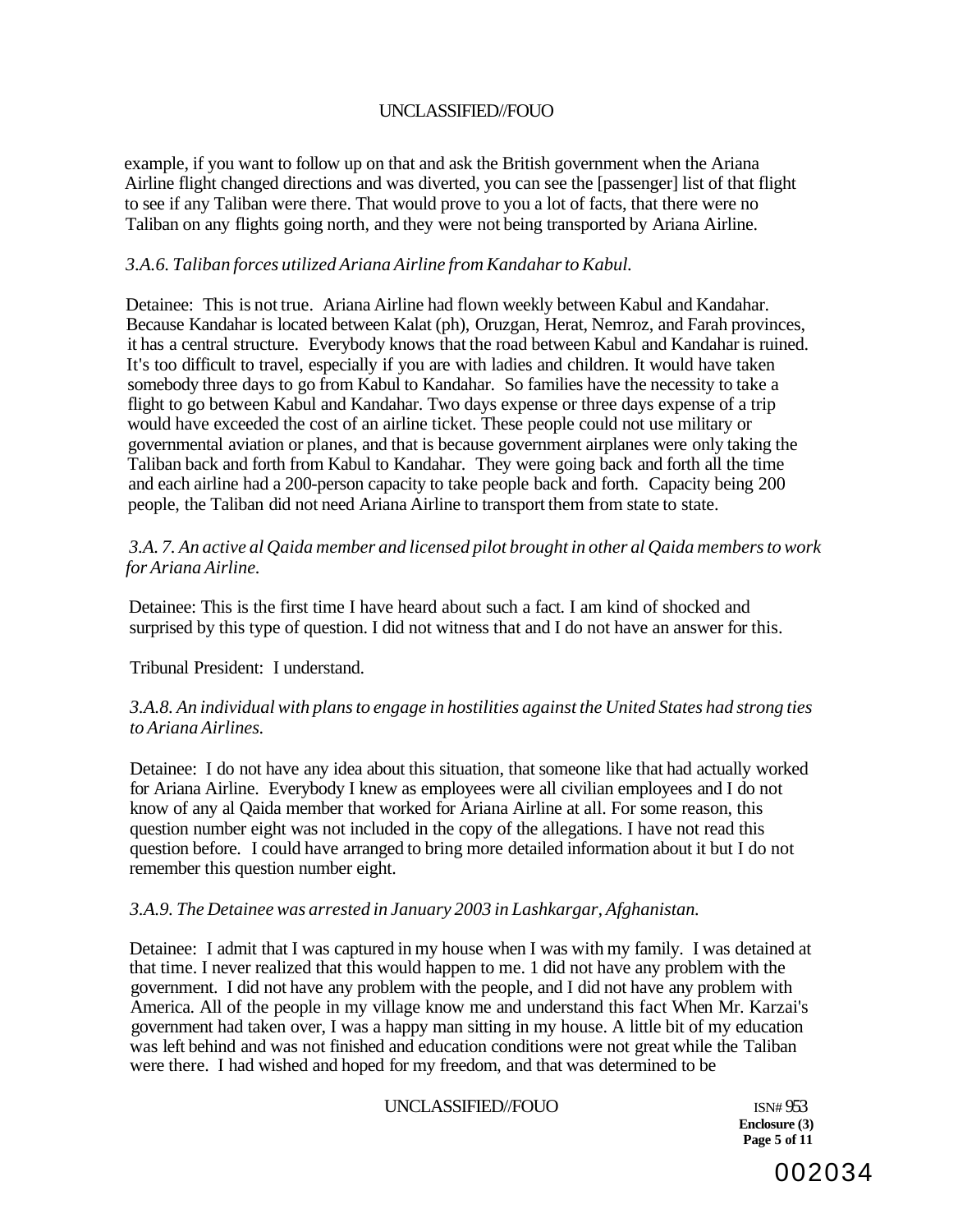example, if you want to follow up on that and ask the British government when the Ariana Airline flight changed directions and was diverted, you can see the [passenger] list of that flight to see if any Taliban were there. That would prove to you a lot of facts, that there were no Taliban on any flights going north, and they were not being transported by Ariana Airline.

*3.A.6. Taliban forces utilized Ariana Airline from Kandahar to Kabul.*

Detainee: This is not true. Ariana Airline had flown weekly between Kabul and Kandahar. Because Kandahar is located between Kalat (ph), Oruzgan, Herat, Nemroz, and Farah provinces, it has a central structure. Everybody knows that the road between Kabul and Kandahar is ruined. It's too difficult to travel, especially if you are with ladies and children. It would have taken somebody three days to go from Kabul to Kandahar. So families have the necessity to take a flight to go between Kabul and Kandahar. Two days expense or three days expense of a trip would have exceeded the cost of an airline ticket. These people could not use military or governmental aviation or planes, and that is because government airplanes were only taking the Taliban back and forth from Kabul to Kandahar. They were going back and forth all the time and each airline had a 200-person capacity to take people back and forth. Capacity being 200 people, the Taliban did not need Ariana Airline to transport them from state to state.

*3.A. 7. An active al Qaida member and licensed pilot brought in other al Qaida members to work for Ariana Airline.*

Detainee: This is the first time I have heard about such a fact. I am kind of shocked and surprised by this type of question. I did not witness that and I do not have an answer for this.

Tribunal President: I understand.

*3.A.8. An individual with plans to engage in hostilities against the United States had strong ties to Ariana Airlines.*

Detainee: I do not have any idea about this situation, that someone like that had actually worked for Ariana Airline. Everybody I knew as employees were all civilian employees and I do not know of any al Qaida member that worked for Ariana Airline at all. For some reason, this question number eight was not included in the copy of the allegations. I have not read this question before. I could have arranged to bring more detailed information about it but I do not remember this question number eight.

*3.A.9. The Detainee was arrested in January 2003 in Lashkargar, Afghanistan.*

Detainee: I admit that I was captured in my house when I was with my family. I was detained at that time. I never realized that this would happen to me. 1 did not have any problem with the government. I did not have any problem with the people, and I did not have any problem with America. All of the people in my village know me and understand this fact When Mr. Karzai's government had taken over, I was a happy man sitting in my house. A little bit of my education was left behind and was not finished and education conditions were not great while the Taliban were there. I had wished and hoped for my freedom, and that was determined to be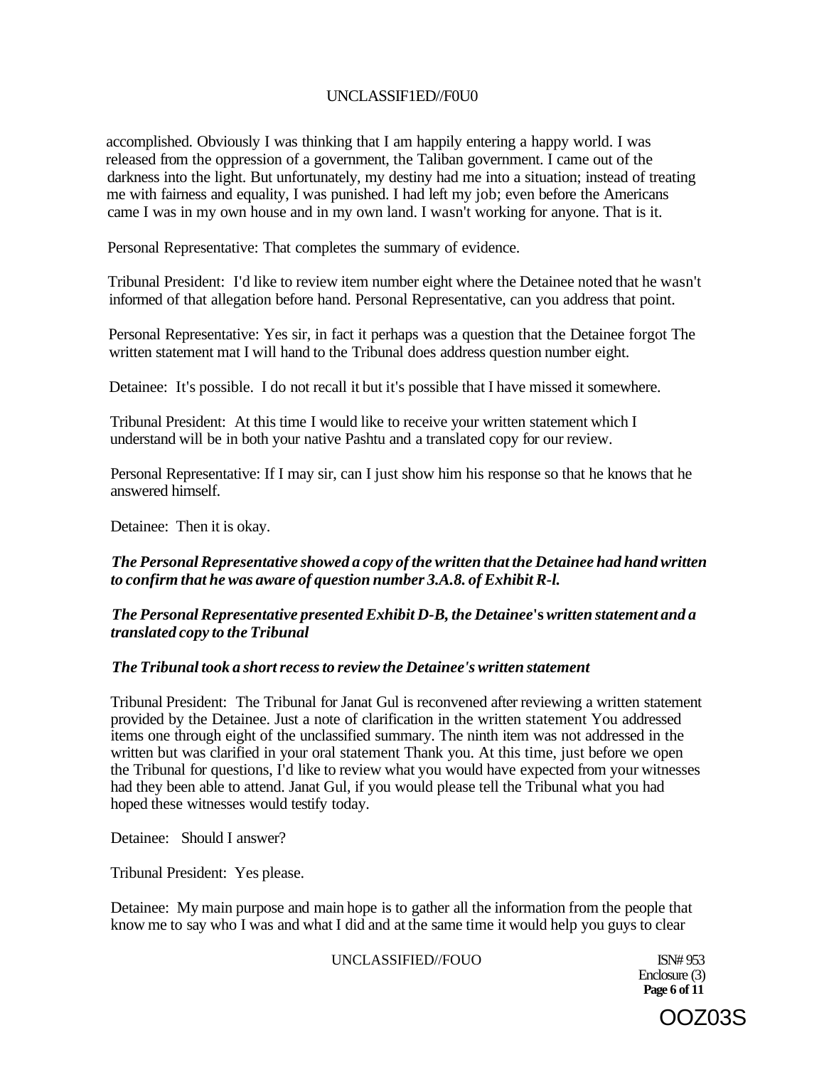accomplished. Obviously I was thinking that I am happily entering a happy world. I was released from the oppression of a government, the Taliban government. I came out of the darkness into the light. But unfortunately, my destiny had me into a situation; instead of treating me with fairness and equality, I was punished. I had left my job; even before the Americans came I was in my own house and in my own land. I wasn't working for anyone. That is it.

Personal Representative: That completes the summary of evidence.

Tribunal President: I'd like to review item number eight where the Detainee noted that he wasn't informed of that allegation before hand. Personal Representative, can you address that point.

Personal Representative: Yes sir, in fact it perhaps was a question that the Detainee forgot The written statement mat I will hand to the Tribunal does address question number eight.

Detainee: It's possible. I do not recall it but it's possible that I have missed it somewhere.

Tribunal President: At this time I would like to receive your written statement which I understand will be in both your native Pashtu and a translated copy for our review.

Personal Representative: If I may sir, can I just show him his response so that he knows that he answered himself.

Detainee: Then it is okay.

***The Personal Representative showed a copy of the written that the Detainee had hand written to confirm that he was aware of question number 3.A.8. of Exhibit R-l.***

***The Personal Representative presented Exhibit D-B, the Detainee's written statement and a translated copy to the Tribunal***

***The Tribunal took a short recess to review the Detainee's written statement***

Tribunal President: The Tribunal for Janat Gul is reconvened after reviewing a written statement provided by the Detainee. Just a note of clarification in the written statement You addressed items one through eight of the unclassified summary. The ninth item was not addressed in the written but was clarified in your oral statement Thank you. At this time, just before we open the Tribunal for questions, I'd like to review what you would have expected from your witnesses had they been able to attend. Janat Gul, if you would please tell the Tribunal what you had hoped these witnesses would testify today.

Detainee: Should I answer?

Tribunal President: Yes please.

Detainee: My main purpose and main hope is to gather all the information from the people that know me to say who I was and what I did and at the same time it would help you guys to clear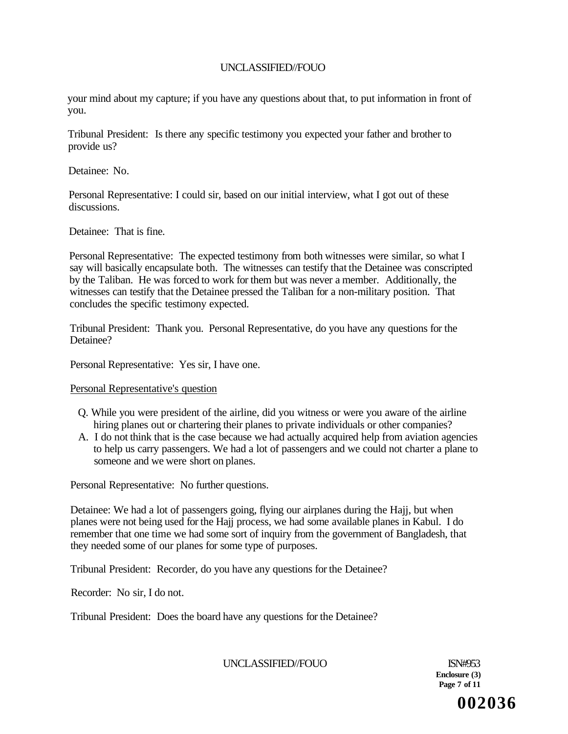your mind about my capture; if you have any questions about that, to put information in front of you.

Tribunal President: Is there any specific testimony you expected your father and brother to provide us?

Detainee: No.

Personal Representative: I could sir, based on our initial interview, what I got out of these discussions.

Detainee: That is fine.

Personal Representative: The expected testimony from both witnesses were similar, so what I say will basically encapsulate both. The witnesses can testify that the Detainee was conscripted by the Taliban. He was forced to work for them but was never a member. Additionally, the witnesses can testify that the Detainee pressed the Taliban for a non-military position. That concludes the specific testimony expected.

Tribunal President: Thank you. Personal Representative, do you have any questions for the Detainee?

Personal Representative: Yes sir, I have one.

<u>Personal Representative's question</u>

Q. While you were president of the airline, did you witness or were you aware of the airline hiring planes out or chartering their planes to private individuals or other companies?

A. I do not think that is the case because we had actually acquired help from aviation agencies to help us carry passengers. We had a lot of passengers and we could not charter a plane to someone and we were short on planes.

Personal Representative: No further questions.

Detainee: We had a lot of passengers going, flying our airplanes during the Hajj, but when planes were not being used for the Hajj process, we had some available planes in Kabul. I do remember that one time we had some sort of inquiry from the government of Bangladesh, that they needed some of our planes for some type of purposes.

Tribunal President: Recorder, do you have any questions for the Detainee?

Recorder: No sir, I do not.

Tribunal President: Does the board have any questions for the Detainee?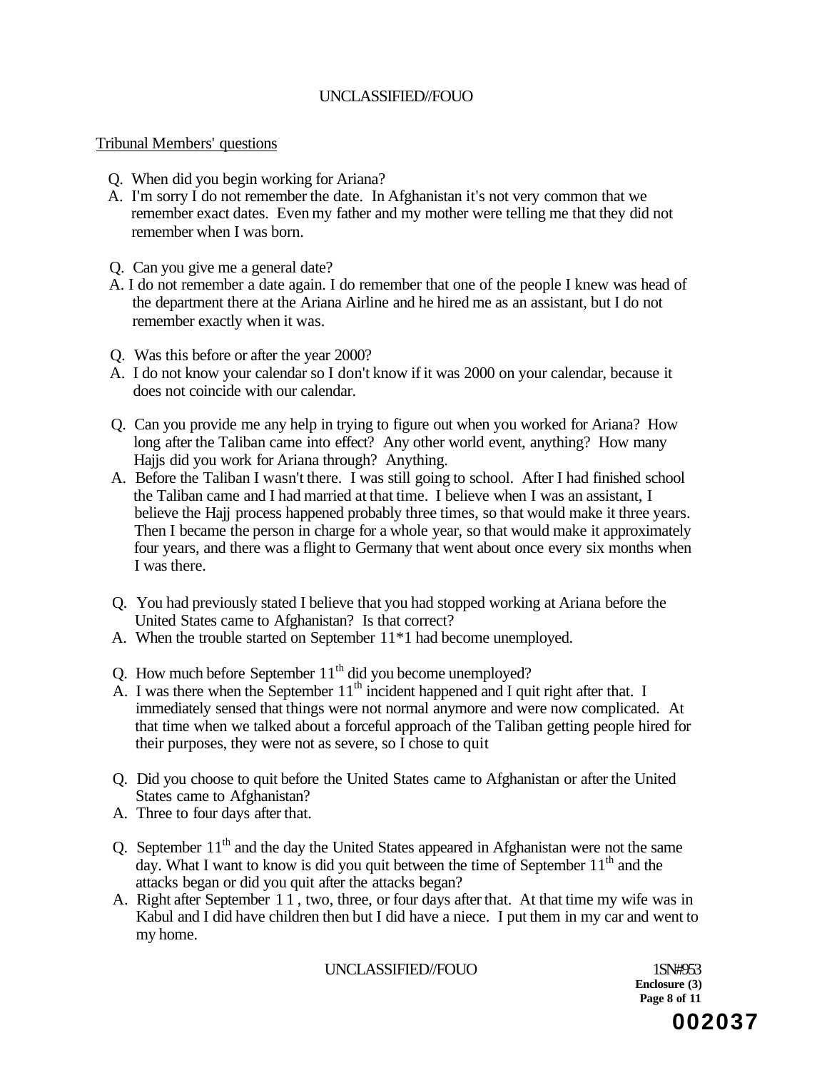Tribunal Members' questions

Q. When did you begin working for Ariana?

A. I'm sorry I do not remember the date. In Afghanistan it's not very common that we remember exact dates. Even my father and my mother were telling me that they did not remember when I was born.

Q. Can you give me a general date?

A. I do not remember a date again. I do remember that one of the people I knew was head of the department there at the Ariana Airline and he hired me as an assistant, but I do not remember exactly when it was.

Q. Was this before or after the year 2000?

A. I do not know your calendar so I don't know if it was 2000 on your calendar, because it does not coincide with our calendar.

Q. Can you provide me any help in trying to figure out when you worked for Ariana? How long after the Taliban came into effect? Any other world event, anything? How many Hajjs did you work for Ariana through? Anything.

A. Before the Taliban I wasn't there. I was still going to school. After I had finished school the Taliban came and I had married at that time. I believe when I was an assistant, I believe the Hajj process happened probably three times, so that would make it three years. Then I became the person in charge for a whole year, so that would make it approximately four years, and there was a flight to Germany that went about once every six months when I was there.

Q. You had previously stated I believe that you had stopped working at Ariana before the United States came to Afghanistan? Is that correct?

A. When the trouble started on September 11*1 had become unemployed.

Q. How much before September 11th did you become unemployed?

A. I was there when the September 11th incident happened and I quit right after that. I immediately sensed that things were not normal anymore and were now complicated. At that time when we talked about a forceful approach of the Taliban getting people hired for their purposes, they were not as severe, so I chose to quit

Q. Did you choose to quit before the United States came to Afghanistan or after the United States came to Afghanistan?

A. Three to four days after that.

Q. September 11th and the day the United States appeared in Afghanistan were not the same day. What I want to know is did you quit between the time of September 11th and the attacks began or did you quit after the attacks began?

A. Right after September 1 1 , two, three, or four days after that. At that time my wife was in Kabul and I did have children then but I did have a niece. I put them in my car and went to my home.

1SN#953
Enclosure (3)
Page 8 of 11

002037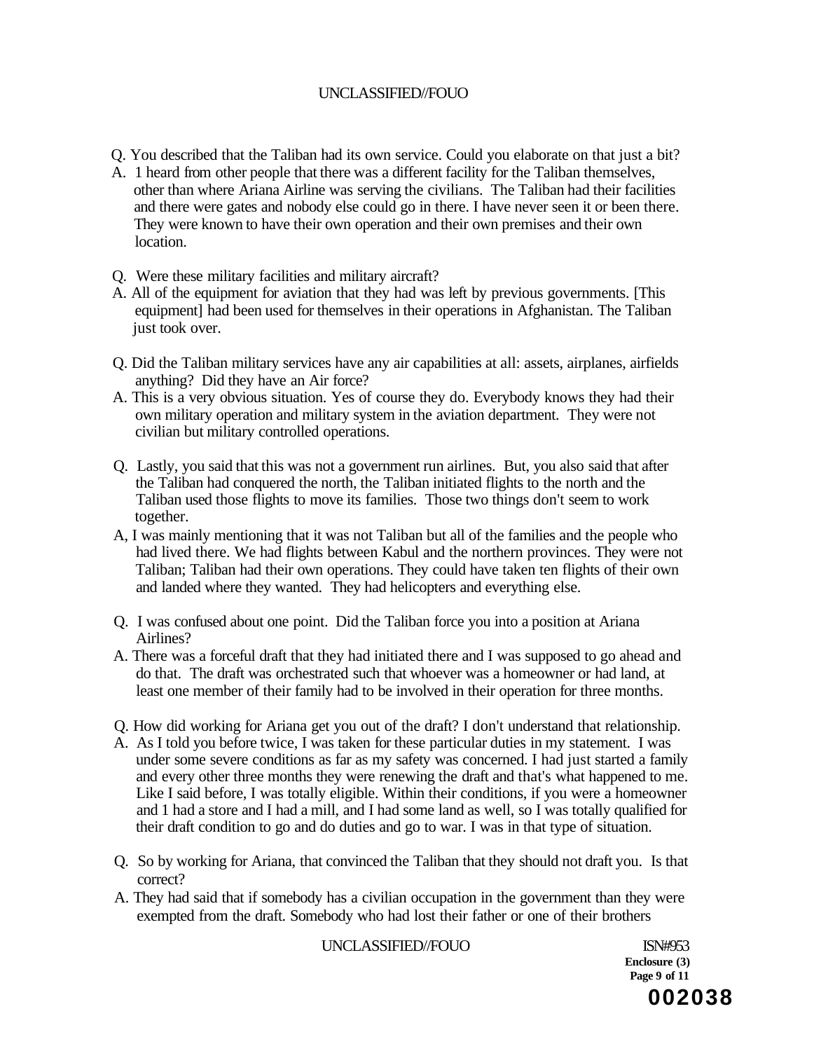Q. You described that the Taliban had its own service. Could you elaborate on that just a bit?

A. 1 heard from other people that there was a different facility for the Taliban themselves, other than where Ariana Airline was serving the civilians. The Taliban had their facilities and there were gates and nobody else could go in there. I have never seen it or been there. They were known to have their own operation and their own premises and their own location.

Q. Were these military facilities and military aircraft?

A. All of the equipment for aviation that they had was left by previous governments. [This equipment] had been used for themselves in their operations in Afghanistan. The Taliban just took over.

Q. Did the Taliban military services have any air capabilities at all: assets, airplanes, airfields anything? Did they have an Air force?

A. This is a very obvious situation. Yes of course they do. Everybody knows they had their own military operation and military system in the aviation department. They were not civilian but military controlled operations.

Q. Lastly, you said that this was not a government run airlines. But, you also said that after the Taliban had conquered the north, the Taliban initiated flights to the north and the Taliban used those flights to move its families. Those two things don't seem to work together.

A, I was mainly mentioning that it was not Taliban but all of the families and the people who had lived there. We had flights between Kabul and the northern provinces. They were not Taliban; Taliban had their own operations. They could have taken ten flights of their own and landed where they wanted. They had helicopters and everything else.

Q. I was confused about one point. Did the Taliban force you into a position at Ariana Airlines?

A. There was a forceful draft that they had initiated there and I was supposed to go ahead and do that. The draft was orchestrated such that whoever was a homeowner or had land, at least one member of their family had to be involved in their operation for three months.

Q. How did working for Ariana get you out of the draft? I don't understand that relationship.

A. As I told you before twice, I was taken for these particular duties in my statement. I was under some severe conditions as far as my safety was concerned. I had just started a family and every other three months they were renewing the draft and that's what happened to me. Like I said before, I was totally eligible. Within their conditions, if you were a homeowner and 1 had a store and I had a mill, and I had some land as well, so I was totally qualified for their draft condition to go and do duties and go to war. I was in that type of situation.

Q. So by working for Ariana, that convinced the Taliban that they should not draft you. Is that correct?

A. They had said that if somebody has a civilian occupation in the government than they were exempted from the draft. Somebody who had lost their father or one of their brothers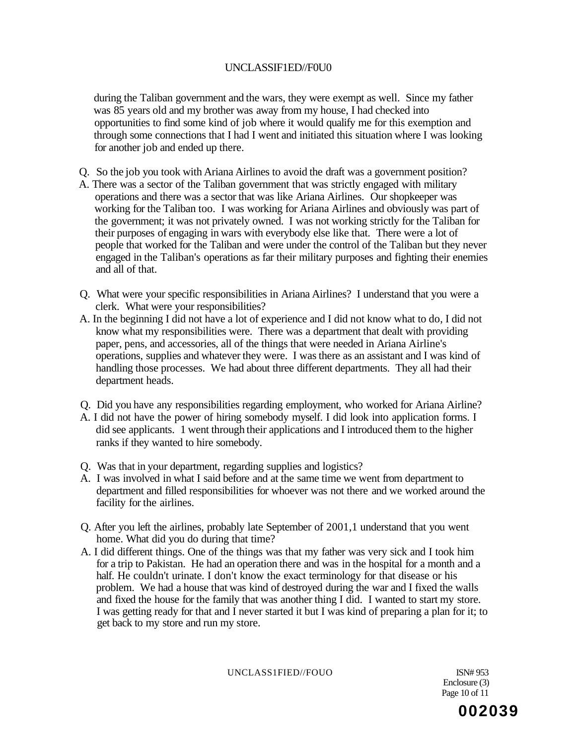during the Taliban government and the wars, they were exempt as well. Since my father was 85 years old and my brother was away from my house, I had checked into opportunities to find some kind of job where it would qualify me for this exemption and through some connections that I had I went and initiated this situation where I was looking for another job and ended up there.

Q. So the job you took with Ariana Airlines to avoid the draft was a government position?

A. There was a sector of the Taliban government that was strictly engaged with military operations and there was a sector that was like Ariana Airlines. Our shopkeeper was working for the Taliban too. I was working for Ariana Airlines and obviously was part of the government; it was not privately owned. I was not working strictly for the Taliban for their purposes of engaging in wars with everybody else like that. There were a lot of people that worked for the Taliban and were under the control of the Taliban but they never engaged in the Taliban's operations as far their military purposes and fighting their enemies and all of that.

Q. What were your specific responsibilities in Ariana Airlines? I understand that you were a clerk. What were your responsibilities?

A. In the beginning I did not have a lot of experience and I did not know what to do, I did not know what my responsibilities were. There was a department that dealt with providing paper, pens, and accessories, all of the things that were needed in Ariana Airline's operations, supplies and whatever they were. I was there as an assistant and I was kind of handling those processes. We had about three different departments. They all had their department heads.

Q. Did you have any responsibilities regarding employment, who worked for Ariana Airline?

A. I did not have the power of hiring somebody myself. I did look into application forms. I did see applicants. 1 went through their applications and I introduced them to the higher ranks if they wanted to hire somebody.

Q. Was that in your department, regarding supplies and logistics?

A. I was involved in what I said before and at the same time we went from department to department and filled responsibilities for whoever was not there and we worked around the facility for the airlines.

Q. After you left the airlines, probably late September of 2001,1 understand that you went home. What did you do during that time?

A. I did different things. One of the things was that my father was very sick and I took him for a trip to Pakistan. He had an operation there and was in the hospital for a month and a half. He couldn't urinate. I don't know the exact terminology for that disease or his problem. We had a house that was kind of destroyed during the war and I fixed the walls and fixed the house for the family that was another thing I did. I wanted to start my store. I was getting ready for that and I never started it but I was kind of preparing a plan for it; to get back to my store and run my store.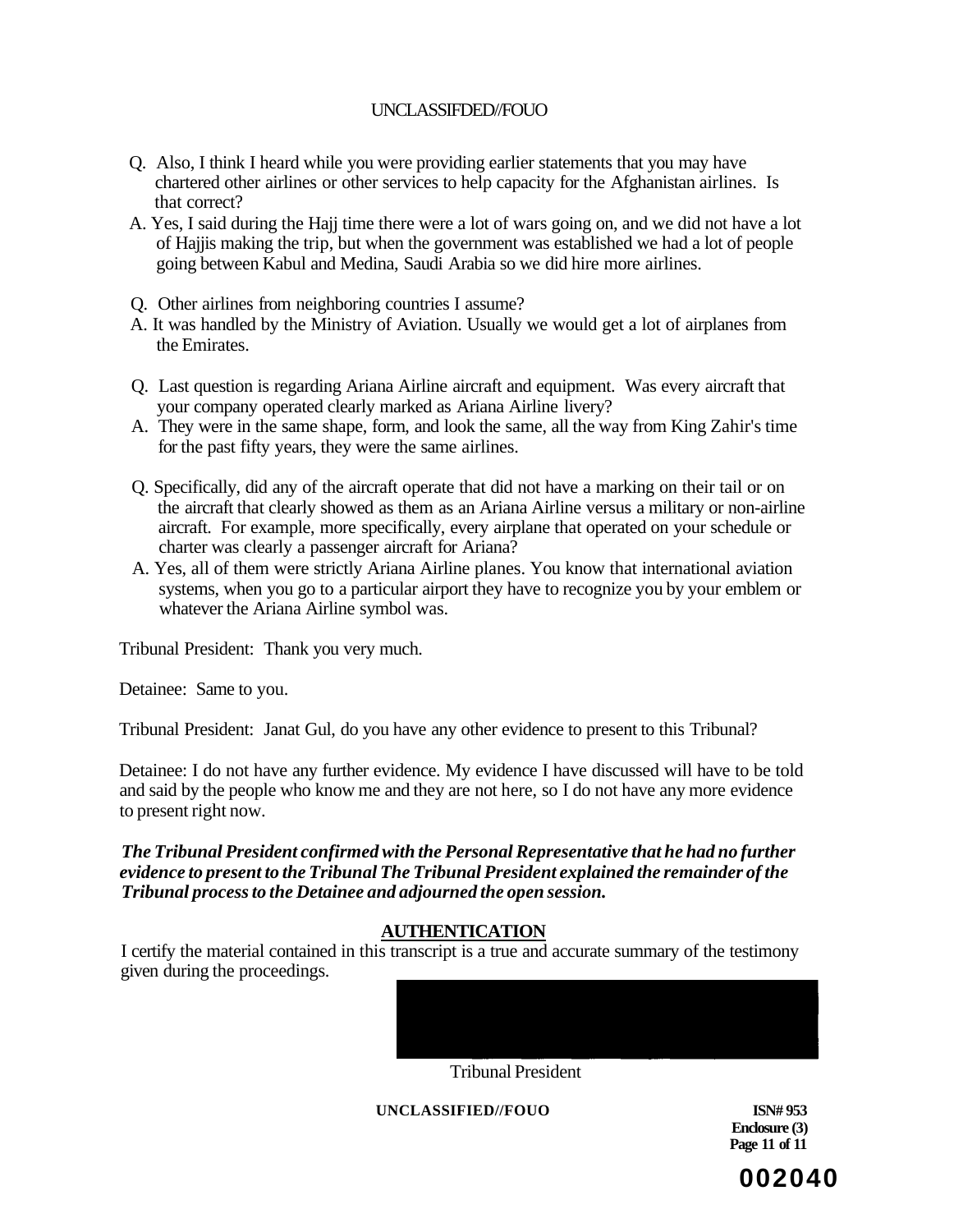Q. Also, I think I heard while you were providing earlier statements that you may have chartered other airlines or other services to help capacity for the Afghanistan airlines. Is that correct?

A. Yes, I said during the Hajj time there were a lot of wars going on, and we did not have a lot of Hajjis making the trip, but when the government was established we had a lot of people going between Kabul and Medina, Saudi Arabia so we did hire more airlines.

Q. Other airlines from neighboring countries I assume?

A. It was handled by the Ministry of Aviation. Usually we would get a lot of airplanes from the Emirates.

Q. Last question is regarding Ariana Airline aircraft and equipment. Was every aircraft that your company operated clearly marked as Ariana Airline livery?

A. They were in the same shape, form, and look the same, all the way from King Zahir's time for the past fifty years, they were the same airlines.

Q. Specifically, did any of the aircraft operate that did not have a marking on their tail or on the aircraft that clearly showed as them as an Ariana Airline versus a military or non-airline aircraft. For example, more specifically, every airplane that operated on your schedule or charter was clearly a passenger aircraft for Ariana?

A. Yes, all of them were strictly Ariana Airline planes. You know that international aviation systems, when you go to a particular airport they have to recognize you by your emblem or whatever the Ariana Airline symbol was.

Tribunal President: Thank you very much.

Detainee: Same to you.

Tribunal President: Janat Gul, do you have any other evidence to present to this Tribunal?

Detainee: I do not have any further evidence. My evidence I have discussed will have to be told and said by the people who know me and they are not here, so I do not have any more evidence to present right now.

***The Tribunal President confirmed with the Personal Representative that he had no further evidence to present to the Tribunal The Tribunal President explained the remainder of the Tribunal process to the Detainee and adjourned the open session.***

## AUTHENTICATION

I certify the material contained in this transcript is a true and accurate summary of the testimony given during the proceedings.

Tribunal President

ISN# 953
Enclosure (3)

002040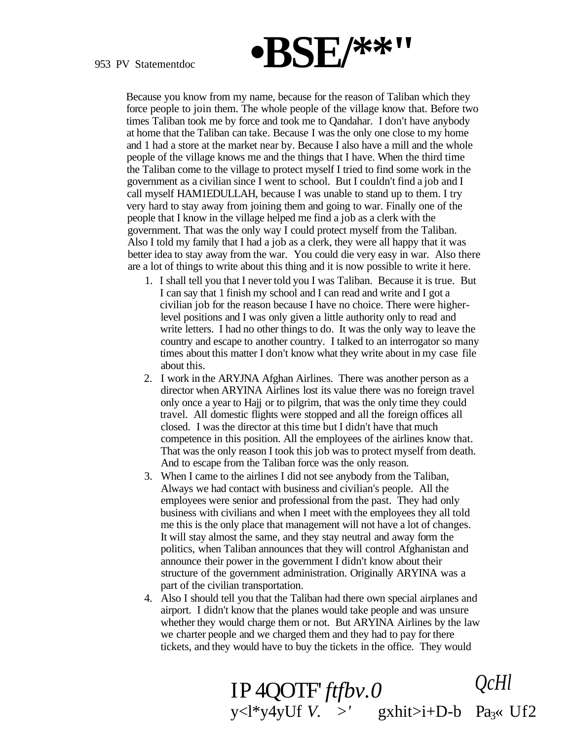Because you know from my name, because for the reason of Taliban which they force people to join them. The whole people of the village know that. Before two times Taliban took me by force and took me to Qandahar. I don't have anybody at home that the Taliban can take. Because I was the only one close to my home and 1 had a store at the market near by. Because I also have a mill and the whole people of the village knows me and the things that I have. When the third time the Taliban come to the village to protect myself I tried to find some work in the government as a civilian since I went to school. But I couldn't find a job and I call myself HAM1EDULLAH, because I was unable to stand up to them. I try very hard to stay away from joining them and going to war. Finally one of the people that I know in the village helped me find a job as a clerk with the government. That was the only way I could protect myself from the Taliban. Also I told my family that I had a job as a clerk, they were all happy that it was better idea to stay away from the war. You could die very easy in war. Also there are a lot of things to write about this thing and it is now possible to write it here.

1. I shall tell you that I never told you I was Taliban. Because it is true. But I can say that 1 finish my school and I can read and write and I got a civilian job for the reason because I have no choice. There were higher-level positions and I was only given a little authority only to read and write letters. I had no other things to do. It was the only way to leave the country and escape to another country. I talked to an interrogator so many times about this matter I don't know what they write about in my case file about this.
2. I work in the ARYJNA Afghan Airlines. There was another person as a director when ARYINA Airlines lost its value there was no foreign travel only once a year to Hajj or to pilgrim, that was the only time they could travel. All domestic flights were stopped and all the foreign offices all closed. I was the director at this time but I didn't have that much competence in this position. All the employees of the airlines know that. That was the only reason I took this job was to protect myself from death. And to escape from the Taliban force was the only reason.
3. When I came to the airlines I did not see anybody from the Taliban, Always we had contact with business and civilian's people. All the employees were senior and professional from the past. They had only business with civilians and when I meet with the employees they all told me this is the only place that management will not have a lot of changes. It will stay almost the same, and they stay neutral and away form the politics, when Taliban announces that they will control Afghanistan and announce their power in the government I didn't know about their structure of the government administration. Originally ARYINA was a part of the civilian transportation.
4. Also I should tell you that the Taliban had there own special airplanes and airport. I didn't know that the planes would take people and was unsure whether they would charge them or not. But ARYINA Airlines by the law we charter people and we charged them and they had to pay for there tickets, and they would have to buy the tickets in the office. They would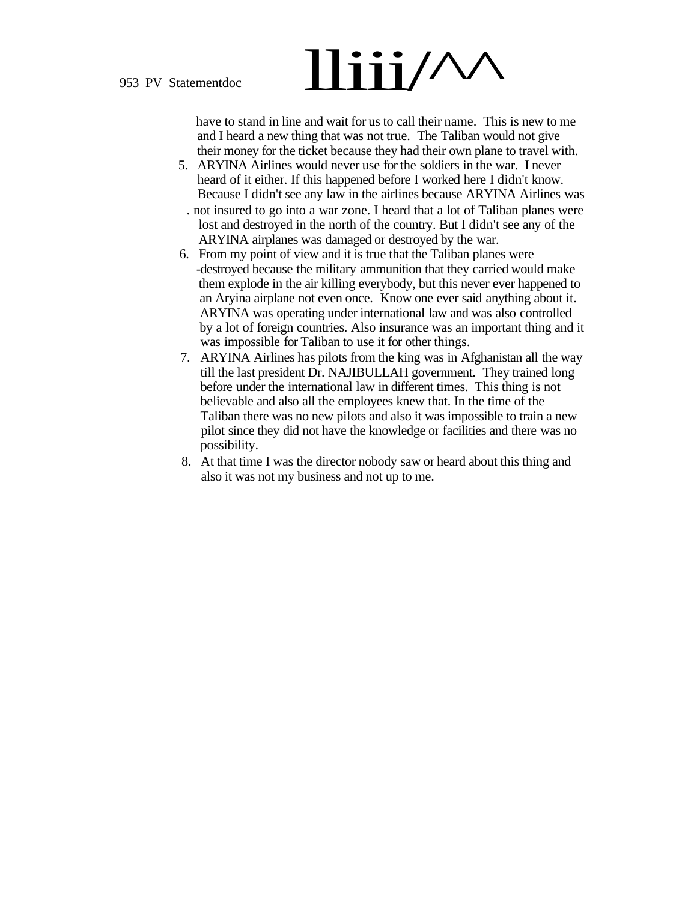have to stand in line and wait for us to call their name. This is new to me and I heard a new thing that was not true. The Taliban would not give their money for the ticket because they had their own plane to travel with.

5. ARYINA Airlines would never use for the soldiers in the war. I never heard of it either. If this happened before I worked here I didn't know. Because I didn't see any law in the airlines because ARYINA Airlines was not insured to go into a war zone. I heard that a lot of Taliban planes were lost and destroyed in the north of the country. But I didn't see any of the ARYINA airplanes was damaged or destroyed by the war.
6. From my point of view and it is true that the Taliban planes were destroyed because the military ammunition that they carried would make them explode in the air killing everybody, but this never ever happened to an Aryina airplane not even once. Know one ever said anything about it. ARYINA was operating under international law and was also controlled by a lot of foreign countries. Also insurance was an important thing and it was impossible for Taliban to use it for other things.
7. ARYINA Airlines has pilots from the king was in Afghanistan all the way till the last president Dr. NAJIBULLAH government. They trained long before under the international law in different times. This thing is not believable and also all the employees knew that. In the time of the Taliban there was no new pilots and also it was impossible to train a new pilot since they did not have the knowledge or facilities and there was no possibility.
8. At that time I was the director nobody saw or heard about this thing and also it was not my business and not up to me.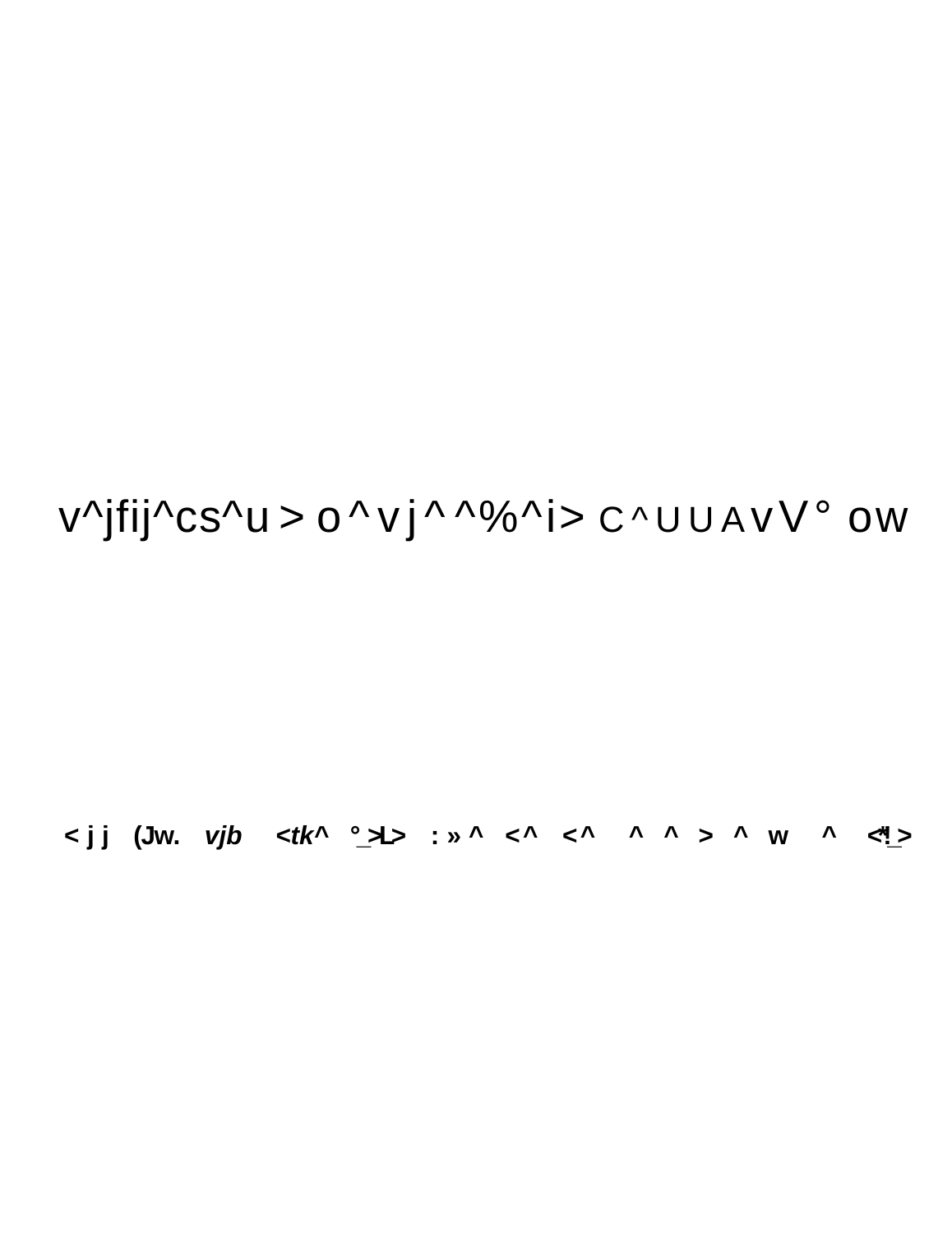v^jfij^cs^u > o ^ v j ^ ^%^i> C ^ U U A v V ° ow

< j j (Jw. *vjb* *<tk^* °_>L> : » ^ <^ <^ ^ ^ > ^ w ^ <*!_>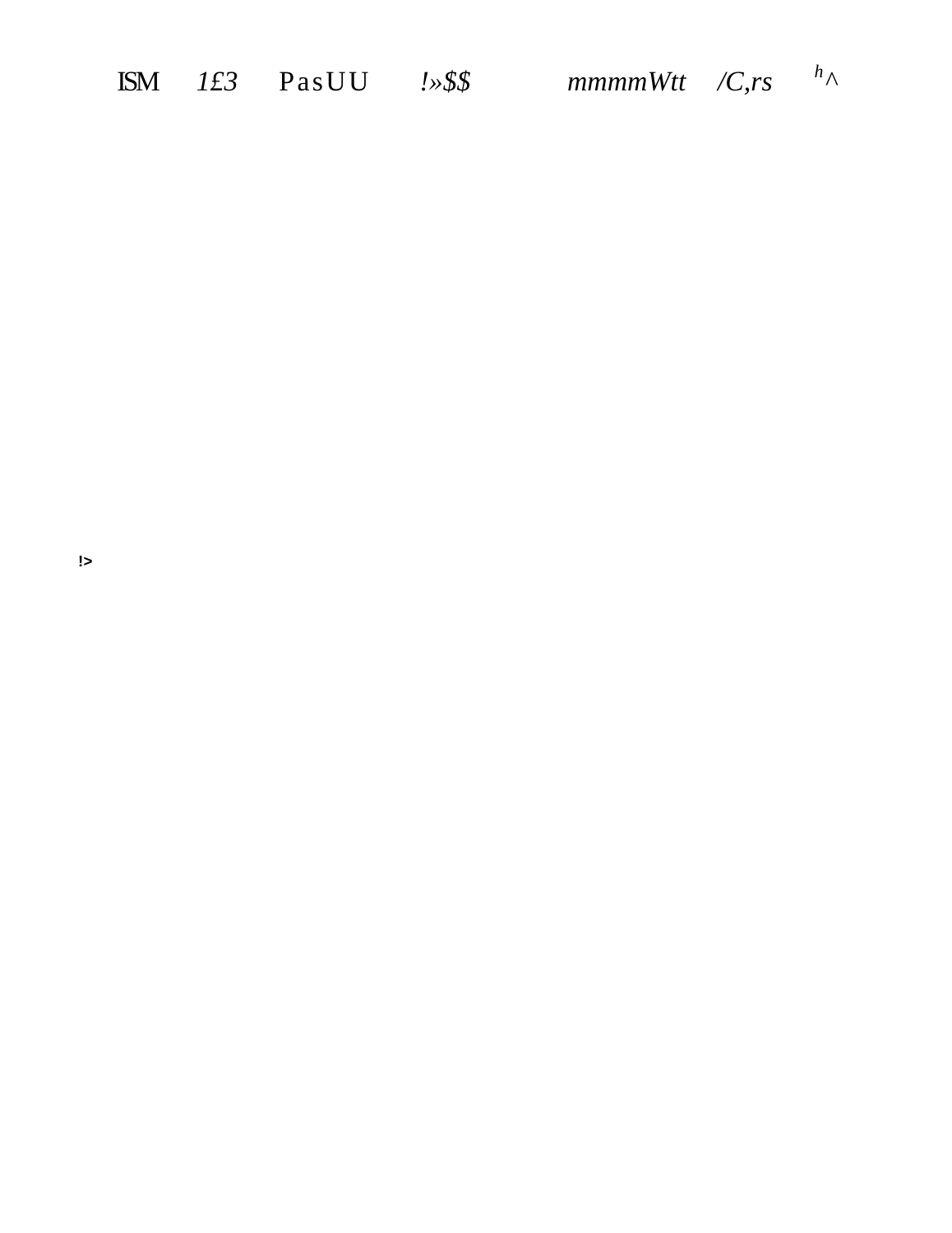ISM 1£3 PasUU !»$$ mmmmWtt /C,rs $^{h}\wedge$

!>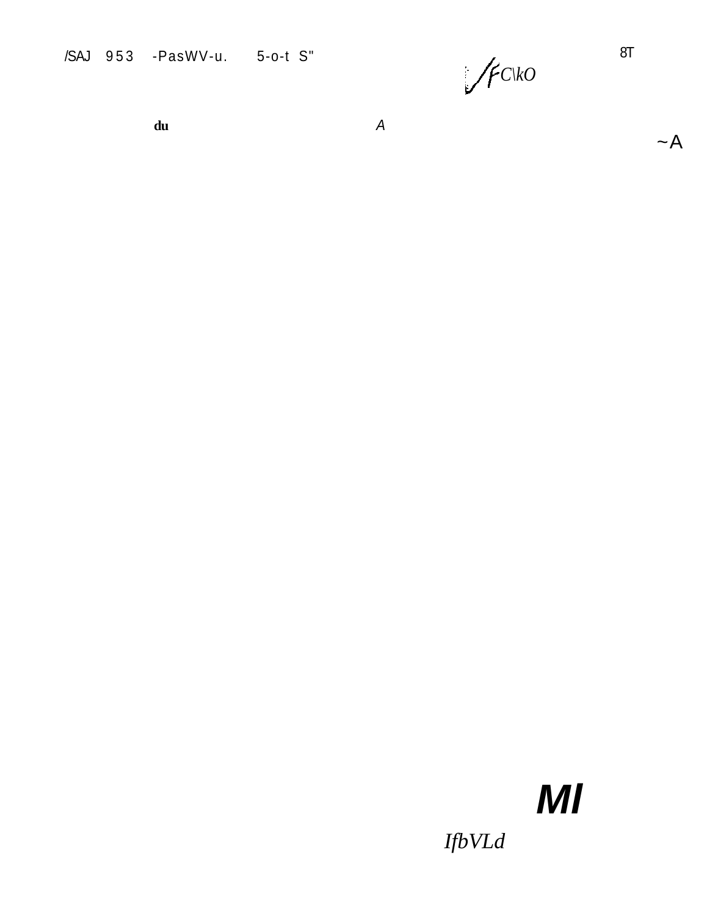/SAJ 953 -PasWV-u. 5-o-t S"

8T

/FC\kO

**du**

*A*

~A

***Ml***

*IfbVLd*